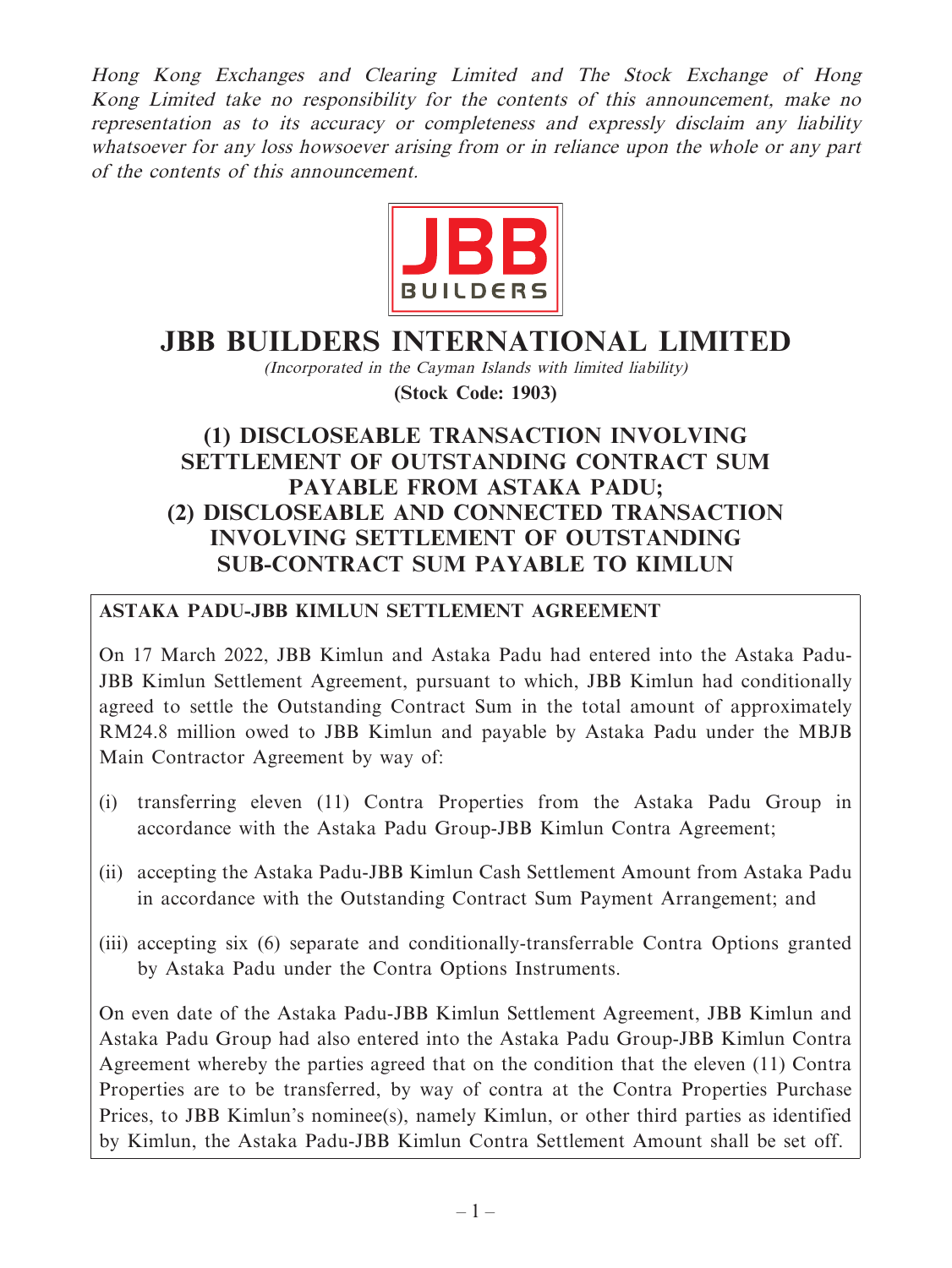*Hong Kong Exchanges and Clearing Limited and The Stock Exchange of Hong Kong Limited take no responsibility for the contents of this announcement, make no representation as to its accuracy or completeness and expressly disclaim any liability whatsoever for any loss howsoever arising from or in reliance upon the whole or any part of the contents of this announcement.*

# JBB BUILDERS INTERNATIONAL LIMITED

*(Incorporated in the Cayman Islands with limited liability)*

**(Stock Code: 1903)**

## (1) DISCLOSEABLE TRANSACTION INVOLVING SETTLEMENT OF OUTSTANDING CONTRACT SUM PAYABLE FROM ASTAKA PADU; (2) DISCLOSEABLE AND CONNECTED TRANSACTION INVOLVING SETTLEMENT OF OUTSTANDING SUB-CONTRACT SUM PAYABLE TO KIMLUN

**ASTAKA PADU-JBB KIMLUN SETTLEMENT AGREEMENT**

On 17 March 2022, JBB Kimlun and Astaka Padu had entered into the Astaka Padu-JBB Kimlun Settlement Agreement, pursuant to which, JBB Kimlun had conditionally agreed to settle the Outstanding Contract Sum in the total amount of approximately RM24.8 million owed to JBB Kimlun and payable by Astaka Padu under the MBJB Main Contractor Agreement by way of:

(i) transferring eleven (11) Contra Properties from the Astaka Padu Group in accordance with the Astaka Padu Group-JBB Kimlun Contra Agreement;

(ii) accepting the Astaka Padu-JBB Kimlun Cash Settlement Amount from Astaka Padu in accordance with the Outstanding Contract Sum Payment Arrangement; and

(iii) accepting six (6) separate and conditionally-transferrable Contra Options granted by Astaka Padu under the Contra Options Instruments.

On even date of the Astaka Padu-JBB Kimlun Settlement Agreement, JBB Kimlun and Astaka Padu Group had also entered into the Astaka Padu Group-JBB Kimlun Contra Agreement whereby the parties agreed that on the condition that the eleven (11) Contra Properties are to be transferred, by way of contra at the Contra Properties Purchase Prices, to JBB Kimlun's nominee(s), namely Kimlun, or other third parties as identified by Kimlun, the Astaka Padu-JBB Kimlun Contra Settlement Amount shall be set off.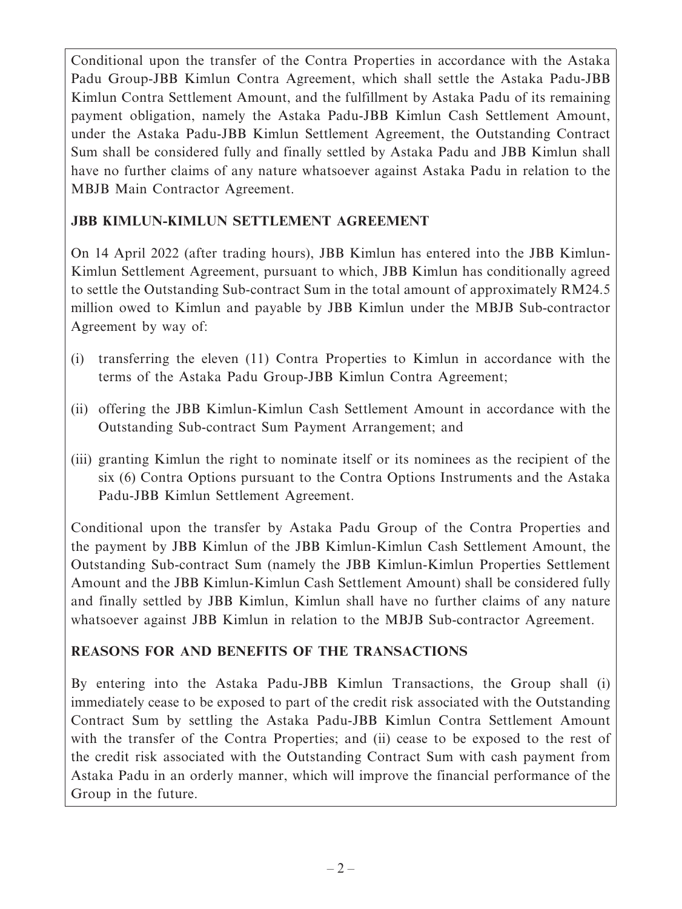Conditional upon the transfer of the Contra Properties in accordance with the Astaka Padu Group-JBB Kimlun Contra Agreement, which shall settle the Astaka Padu-JBB Kimlun Contra Settlement Amount, and the fulfillment by Astaka Padu of its remaining payment obligation, namely the Astaka Padu-JBB Kimlun Cash Settlement Amount, under the Astaka Padu-JBB Kimlun Settlement Agreement, the Outstanding Contract Sum shall be considered fully and finally settled by Astaka Padu and JBB Kimlun shall have no further claims of any nature whatsoever against Astaka Padu in relation to the MBJB Main Contractor Agreement.

## JBB KIMLUN-KIMLUN SETTLEMENT AGREEMENT

On 14 April 2022 (after trading hours), JBB Kimlun has entered into the JBB Kimlun-Kimlun Settlement Agreement, pursuant to which, JBB Kimlun has conditionally agreed to settle the Outstanding Sub-contract Sum in the total amount of approximately RM24.5 million owed to Kimlun and payable by JBB Kimlun under the MBJB Sub-contractor Agreement by way of:

(i) transferring the eleven (11) Contra Properties to Kimlun in accordance with the terms of the Astaka Padu Group-JBB Kimlun Contra Agreement;

(ii) offering the JBB Kimlun-Kimlun Cash Settlement Amount in accordance with the Outstanding Sub-contract Sum Payment Arrangement; and

(iii) granting Kimlun the right to nominate itself or its nominees as the recipient of the six (6) Contra Options pursuant to the Contra Options Instruments and the Astaka Padu-JBB Kimlun Settlement Agreement.

Conditional upon the transfer by Astaka Padu Group of the Contra Properties and the payment by JBB Kimlun of the JBB Kimlun-Kimlun Cash Settlement Amount, the Outstanding Sub-contract Sum (namely the JBB Kimlun-Kimlun Properties Settlement Amount and the JBB Kimlun-Kimlun Cash Settlement Amount) shall be considered fully and finally settled by JBB Kimlun, Kimlun shall have no further claims of any nature whatsoever against JBB Kimlun in relation to the MBJB Sub-contractor Agreement.

## REASONS FOR AND BENEFITS OF THE TRANSACTIONS

By entering into the Astaka Padu-JBB Kimlun Transactions, the Group shall (i) immediately cease to be exposed to part of the credit risk associated with the Outstanding Contract Sum by settling the Astaka Padu-JBB Kimlun Contra Settlement Amount with the transfer of the Contra Properties; and (ii) cease to be exposed to the rest of the credit risk associated with the Outstanding Contract Sum with cash payment from Astaka Padu in an orderly manner, which will improve the financial performance of the Group in the future.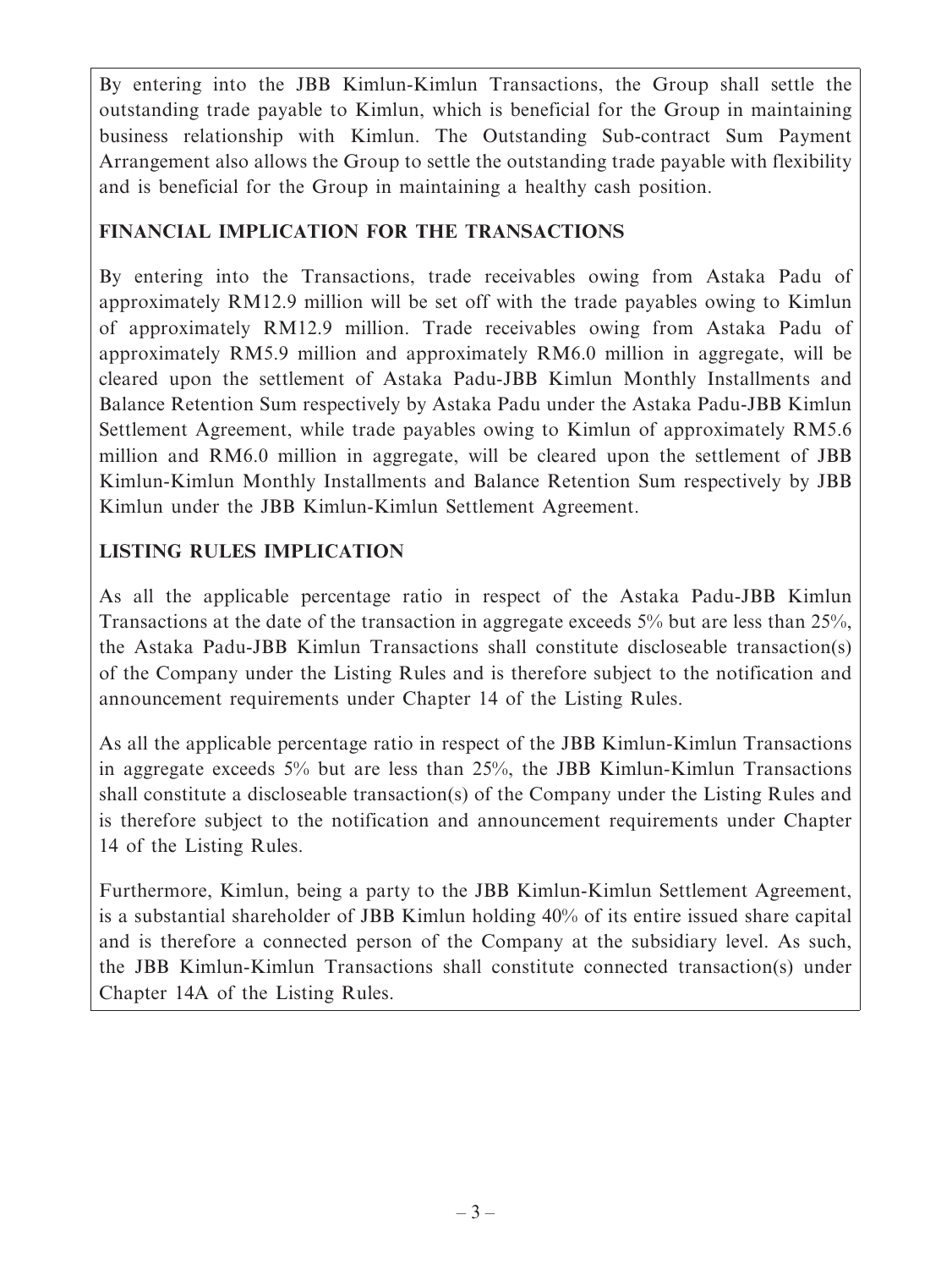By entering into the JBB Kimlun-Kimlun Transactions, the Group shall settle the outstanding trade payable to Kimlun, which is beneficial for the Group in maintaining business relationship with Kimlun. The Outstanding Sub-contract Sum Payment Arrangement also allows the Group to settle the outstanding trade payable with flexibility and is beneficial for the Group in maintaining a healthy cash position.

## FINANCIAL IMPLICATION FOR THE TRANSACTIONS

By entering into the Transactions, trade receivables owing from Astaka Padu of approximately RM12.9 million will be set off with the trade payables owing to Kimlun of approximately RM12.9 million. Trade receivables owing from Astaka Padu of approximately RM5.9 million and approximately RM6.0 million in aggregate, will be cleared upon the settlement of Astaka Padu-JBB Kimlun Monthly Installments and Balance Retention Sum respectively by Astaka Padu under the Astaka Padu-JBB Kimlun Settlement Agreement, while trade payables owing to Kimlun of approximately RM5.6 million and RM6.0 million in aggregate, will be cleared upon the settlement of JBB Kimlun-Kimlun Monthly Installments and Balance Retention Sum respectively by JBB Kimlun under the JBB Kimlun-Kimlun Settlement Agreement.

## LISTING RULES IMPLICATION

As all the applicable percentage ratio in respect of the Astaka Padu-JBB Kimlun Transactions at the date of the transaction in aggregate exceeds 5% but are less than 25%, the Astaka Padu-JBB Kimlun Transactions shall constitute discloseable transaction(s) of the Company under the Listing Rules and is therefore subject to the notification and announcement requirements under Chapter 14 of the Listing Rules.

As all the applicable percentage ratio in respect of the JBB Kimlun-Kimlun Transactions in aggregate exceeds 5% but are less than 25%, the JBB Kimlun-Kimlun Transactions shall constitute a discloseable transaction(s) of the Company under the Listing Rules and is therefore subject to the notification and announcement requirements under Chapter 14 of the Listing Rules.

Furthermore, Kimlun, being a party to the JBB Kimlun-Kimlun Settlement Agreement, is a substantial shareholder of JBB Kimlun holding 40% of its entire issued share capital and is therefore a connected person of the Company at the subsidiary level. As such, the JBB Kimlun-Kimlun Transactions shall constitute connected transaction(s) under Chapter 14A of the Listing Rules.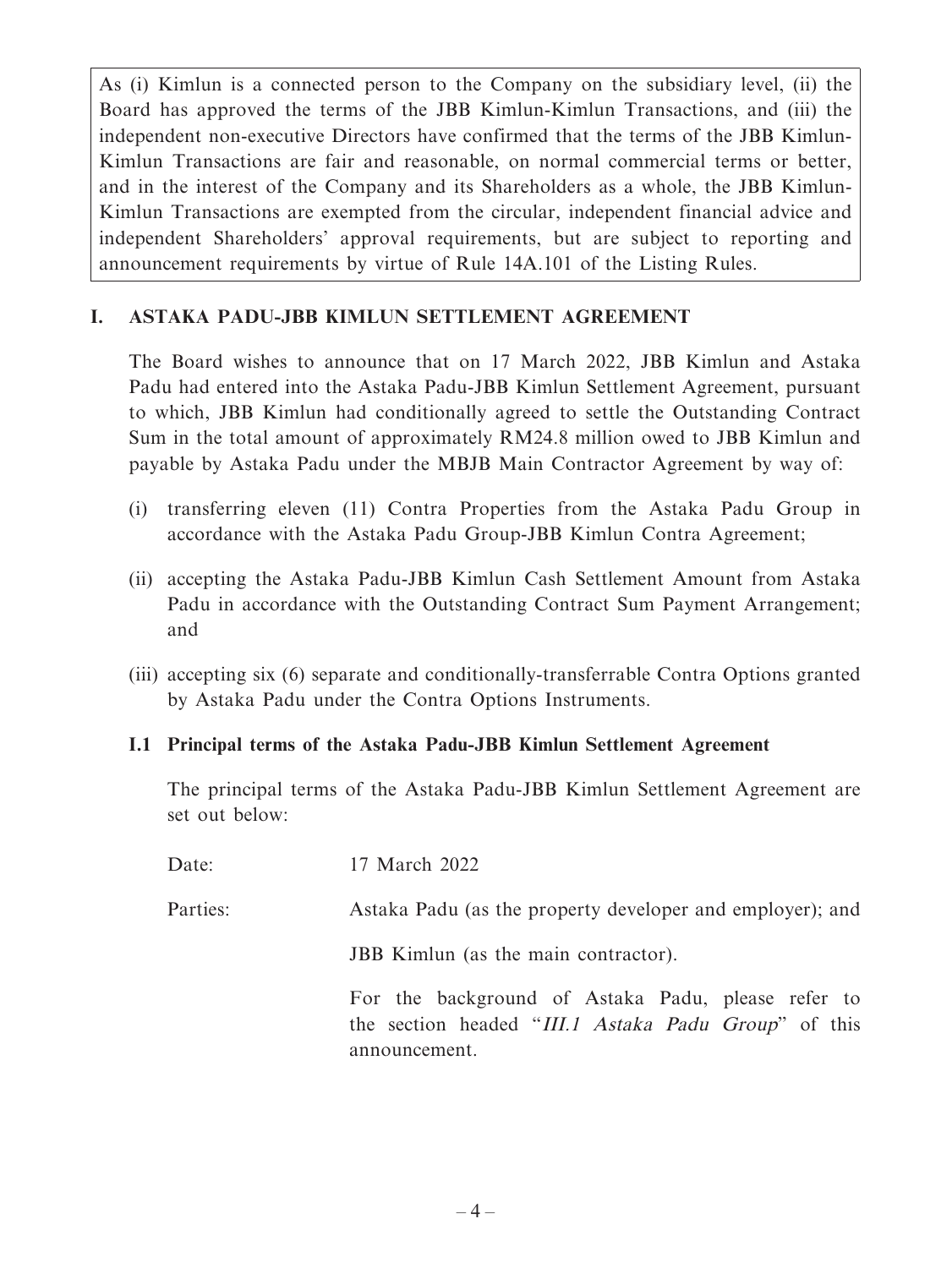As (i) Kimlun is a connected person to the Company on the subsidiary level, (ii) the Board has approved the terms of the JBB Kimlun-Kimlun Transactions, and (iii) the independent non-executive Directors have confirmed that the terms of the JBB Kimlun-Kimlun Transactions are fair and reasonable, on normal commercial terms or better, and in the interest of the Company and its Shareholders as a whole, the JBB Kimlun-Kimlun Transactions are exempted from the circular, independent financial advice and independent Shareholders' approval requirements, but are subject to reporting and announcement requirements by virtue of Rule 14A.101 of the Listing Rules.

## I. ASTAKA PADU-JBB KIMLUN SETTLEMENT AGREEMENT

The Board wishes to announce that on 17 March 2022, JBB Kimlun and Astaka Padu had entered into the Astaka Padu-JBB Kimlun Settlement Agreement, pursuant to which, JBB Kimlun had conditionally agreed to settle the Outstanding Contract Sum in the total amount of approximately RM24.8 million owed to JBB Kimlun and payable by Astaka Padu under the MBJB Main Contractor Agreement by way of:

(i) transferring eleven (11) Contra Properties from the Astaka Padu Group in accordance with the Astaka Padu Group-JBB Kimlun Contra Agreement;

(ii) accepting the Astaka Padu-JBB Kimlun Cash Settlement Amount from Astaka Padu in accordance with the Outstanding Contract Sum Payment Arrangement; and

(iii) accepting six (6) separate and conditionally-transferrable Contra Options granted by Astaka Padu under the Contra Options Instruments.

### I.1 Principal terms of the Astaka Padu-JBB Kimlun Settlement Agreement

The principal terms of the Astaka Padu-JBB Kimlun Settlement Agreement are set out below:

Date: 17 March 2022

Parties: Astaka Padu (as the property developer and employer); and

JBB Kimlun (as the main contractor).

For the background of Astaka Padu, please refer to the section headed "*III.1 Astaka Padu Group*" of this announcement.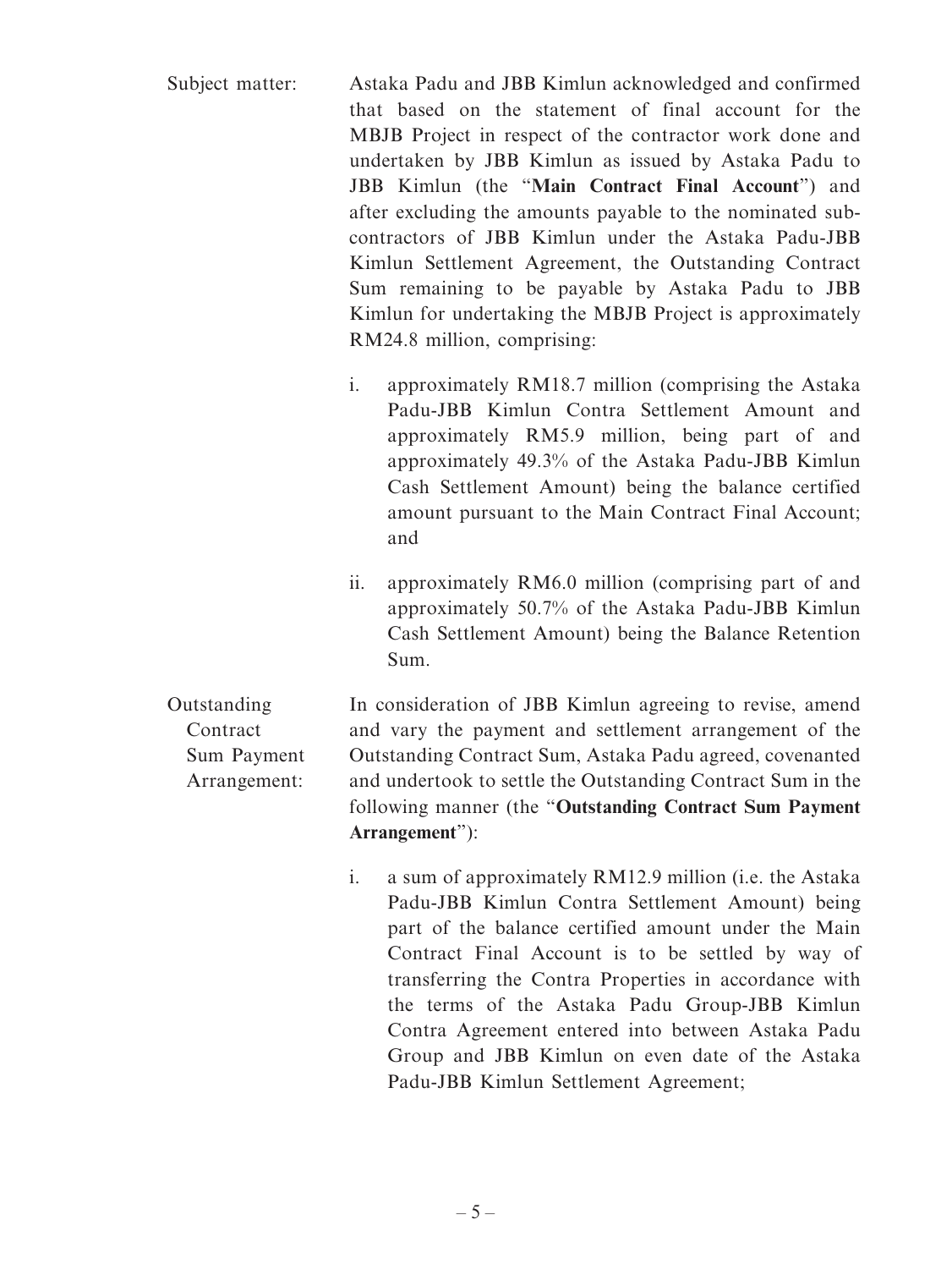Subject matter: Astaka Padu and JBB Kimlun acknowledged and confirmed that based on the statement of final account for the MBJB Project in respect of the contractor work done and undertaken by JBB Kimlun as issued by Astaka Padu to JBB Kimlun (the "**Main Contract Final Account**") and after excluding the amounts payable to the nominated sub-contractors of JBB Kimlun under the Astaka Padu-JBB Kimlun Settlement Agreement, the Outstanding Contract Sum remaining to be payable by Astaka Padu to JBB Kimlun for undertaking the MBJB Project is approximately RM24.8 million, comprising:

i. approximately RM18.7 million (comprising the Astaka Padu-JBB Kimlun Contra Settlement Amount and approximately RM5.9 million, being part of and approximately 49.3% of the Astaka Padu-JBB Kimlun Cash Settlement Amount) being the balance certified amount pursuant to the Main Contract Final Account; and

ii. approximately RM6.0 million (comprising part of and approximately 50.7% of the Astaka Padu-JBB Kimlun Cash Settlement Amount) being the Balance Retention Sum.

Outstanding Contract Sum Payment Arrangement: In consideration of JBB Kimlun agreeing to revise, amend and vary the payment and settlement arrangement of the Outstanding Contract Sum, Astaka Padu agreed, covenanted and undertook to settle the Outstanding Contract Sum in the following manner (the "**Outstanding Contract Sum Payment Arrangement**"):

i. a sum of approximately RM12.9 million (i.e. the Astaka Padu-JBB Kimlun Contra Settlement Amount) being part of the balance certified amount under the Main Contract Final Account is to be settled by way of transferring the Contra Properties in accordance with the terms of the Astaka Padu Group-JBB Kimlun Contra Agreement entered into between Astaka Padu Group and JBB Kimlun on even date of the Astaka Padu-JBB Kimlun Settlement Agreement;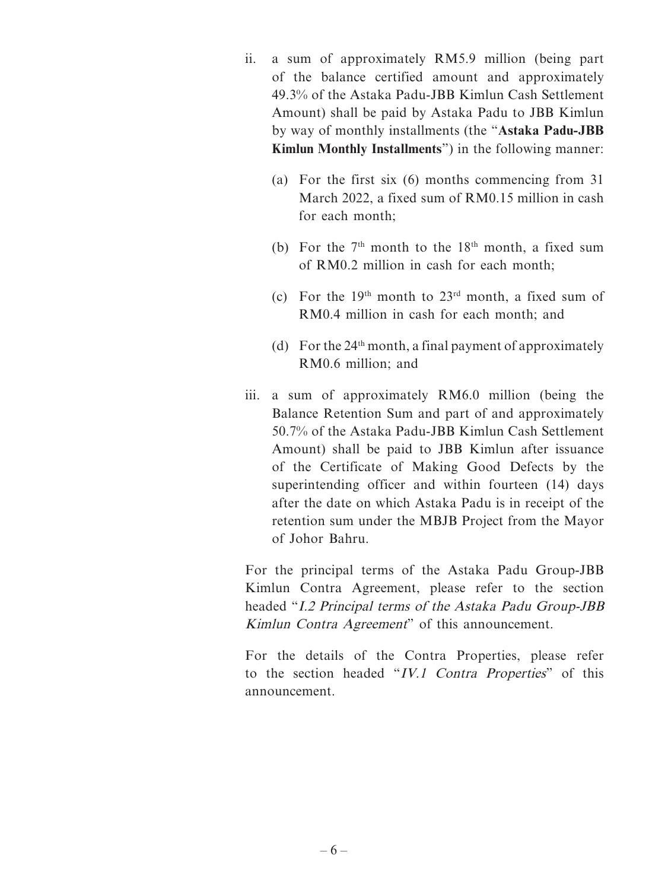ii. a sum of approximately RM5.9 million (being part of the balance certified amount and approximately 49.3% of the Astaka Padu-JBB Kimlun Cash Settlement Amount) shall be paid by Astaka Padu to JBB Kimlun by way of monthly installments (the "**Astaka Padu-JBB Kimlun Monthly Installments**") in the following manner:

   (a) For the first six (6) months commencing from 31 March 2022, a fixed sum of RM0.15 million in cash for each month;

   (b) For the 7th month to the 18th month, a fixed sum of RM0.2 million in cash for each month;

   (c) For the 19th month to 23rd month, a fixed sum of RM0.4 million in cash for each month; and

   (d) For the 24th month, a final payment of approximately RM0.6 million; and

iii. a sum of approximately RM6.0 million (being the Balance Retention Sum and part of and approximately 50.7% of the Astaka Padu-JBB Kimlun Cash Settlement Amount) shall be paid to JBB Kimlun after issuance of the Certificate of Making Good Defects by the superintending officer and within fourteen (14) days after the date on which Astaka Padu is in receipt of the retention sum under the MBJB Project from the Mayor of Johor Bahru.

For the principal terms of the Astaka Padu Group-JBB Kimlun Contra Agreement, please refer to the section headed "*I.2 Principal terms of the Astaka Padu Group-JBB Kimlun Contra Agreement*" of this announcement.

For the details of the Contra Properties, please refer to the section headed "*IV.1 Contra Properties*" of this announcement.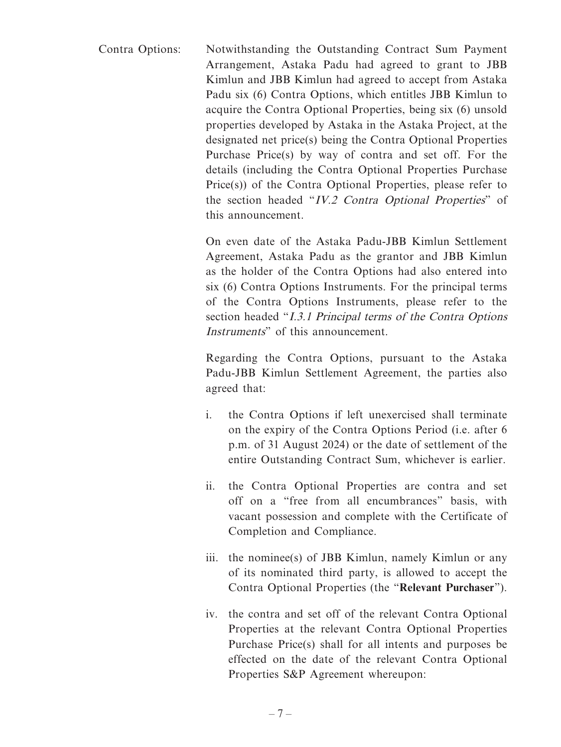Contra Options: Notwithstanding the Outstanding Contract Sum Payment Arrangement, Astaka Padu had agreed to grant to JBB Kimlun and JBB Kimlun had agreed to accept from Astaka Padu six (6) Contra Options, which entitles JBB Kimlun to acquire the Contra Optional Properties, being six (6) unsold properties developed by Astaka in the Astaka Project, at the designated net price(s) being the Contra Optional Properties Purchase Price(s) by way of contra and set off. For the details (including the Contra Optional Properties Purchase Price(s)) of the Contra Optional Properties, please refer to the section headed "*IV.2 Contra Optional Properties*" of this announcement.

On even date of the Astaka Padu-JBB Kimlun Settlement Agreement, Astaka Padu as the grantor and JBB Kimlun as the holder of the Contra Options had also entered into six (6) Contra Options Instruments. For the principal terms of the Contra Options Instruments, please refer to the section headed "*I.3.1 Principal terms of the Contra Options Instruments*" of this announcement.

Regarding the Contra Options, pursuant to the Astaka Padu-JBB Kimlun Settlement Agreement, the parties also agreed that:

i. the Contra Options if left unexercised shall terminate on the expiry of the Contra Options Period (i.e. after 6 p.m. of 31 August 2024) or the date of settlement of the entire Outstanding Contract Sum, whichever is earlier.

ii. the Contra Optional Properties are contra and set off on a "free from all encumbrances" basis, with vacant possession and complete with the Certificate of Completion and Compliance.

iii. the nominee(s) of JBB Kimlun, namely Kimlun or any of its nominated third party, is allowed to accept the Contra Optional Properties (the "**Relevant Purchaser**").

iv. the contra and set off of the relevant Contra Optional Properties at the relevant Contra Optional Properties Purchase Price(s) shall for all intents and purposes be effected on the date of the relevant Contra Optional Properties S&P Agreement whereupon: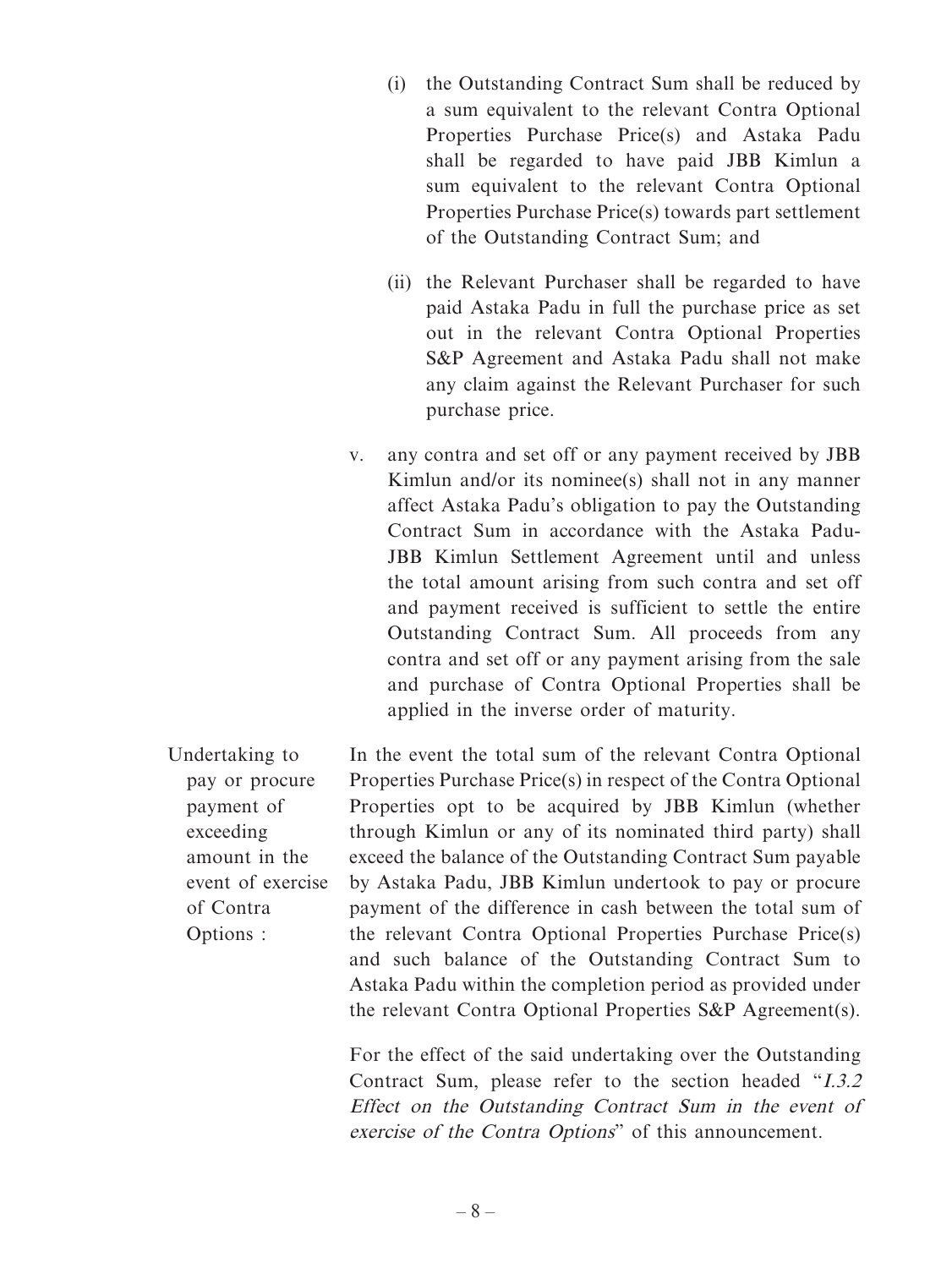(i) the Outstanding Contract Sum shall be reduced by a sum equivalent to the relevant Contra Optional Properties Purchase Price(s) and Astaka Padu shall be regarded to have paid JBB Kimlun a sum equivalent to the relevant Contra Optional Properties Purchase Price(s) towards part settlement of the Outstanding Contract Sum; and

(ii) the Relevant Purchaser shall be regarded to have paid Astaka Padu in full the purchase price as set out in the relevant Contra Optional Properties S&P Agreement and Astaka Padu shall not make any claim against the Relevant Purchaser for such purchase price.

v. any contra and set off or any payment received by JBB Kimlun and/or its nominee(s) shall not in any manner affect Astaka Padu's obligation to pay the Outstanding Contract Sum in accordance with the Astaka Padu-JBB Kimlun Settlement Agreement until and unless the total amount arising from such contra and set off and payment received is sufficient to settle the entire Outstanding Contract Sum. All proceeds from any contra and set off or any payment arising from the sale and purchase of Contra Optional Properties shall be applied in the inverse order of maturity.

Undertaking to pay or procure payment of exceeding amount in the event of exercise of Contra Options : In the event the total sum of the relevant Contra Optional Properties Purchase Price(s) in respect of the Contra Optional Properties opt to be acquired by JBB Kimlun (whether through Kimlun or any of its nominated third party) shall exceed the balance of the Outstanding Contract Sum payable by Astaka Padu, JBB Kimlun undertook to pay or procure payment of the difference in cash between the total sum of the relevant Contra Optional Properties Purchase Price(s) and such balance of the Outstanding Contract Sum to Astaka Padu within the completion period as provided under the relevant Contra Optional Properties S&P Agreement(s).

For the effect of the said undertaking over the Outstanding Contract Sum, please refer to the section headed "*I.3.2 Effect on the Outstanding Contract Sum in the event of exercise of the Contra Options*" of this announcement.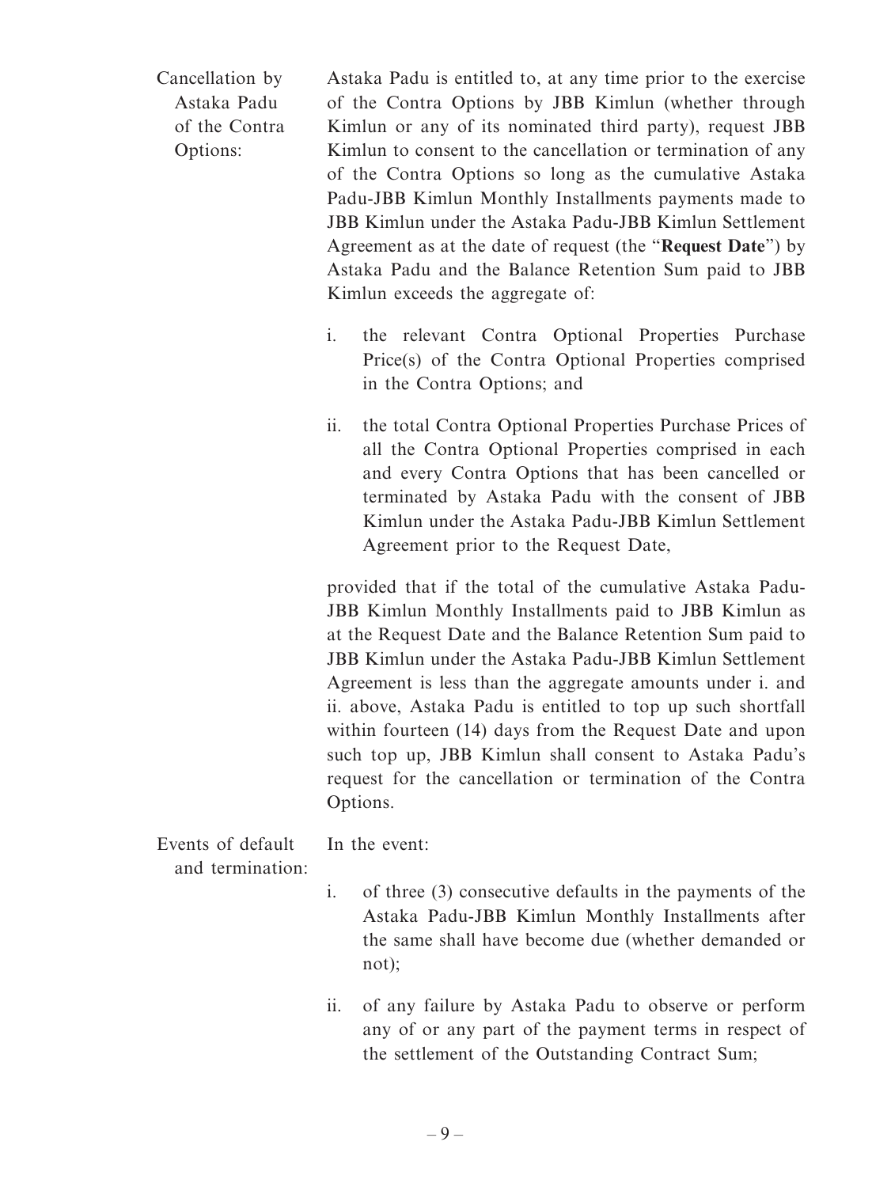Cancellation by Astaka Padu of the Contra Options:

Astaka Padu is entitled to, at any time prior to the exercise of the Contra Options by JBB Kimlun (whether through Kimlun or any of its nominated third party), request JBB Kimlun to consent to the cancellation or termination of any of the Contra Options so long as the cumulative Astaka Padu-JBB Kimlun Monthly Installments payments made to JBB Kimlun under the Astaka Padu-JBB Kimlun Settlement Agreement as at the date of request (the "**Request Date**") by Astaka Padu and the Balance Retention Sum paid to JBB Kimlun exceeds the aggregate of:

i. the relevant Contra Optional Properties Purchase Price(s) of the Contra Optional Properties comprised in the Contra Options; and

ii. the total Contra Optional Properties Purchase Prices of all the Contra Optional Properties comprised in each and every Contra Options that has been cancelled or terminated by Astaka Padu with the consent of JBB Kimlun under the Astaka Padu-JBB Kimlun Settlement Agreement prior to the Request Date,

provided that if the total of the cumulative Astaka Padu-JBB Kimlun Monthly Installments paid to JBB Kimlun as at the Request Date and the Balance Retention Sum paid to JBB Kimlun under the Astaka Padu-JBB Kimlun Settlement Agreement is less than the aggregate amounts under i. and ii. above, Astaka Padu is entitled to top up such shortfall within fourteen (14) days from the Request Date and upon such top up, JBB Kimlun shall consent to Astaka Padu's request for the cancellation or termination of the Contra Options.

Events of default and termination:

In the event:

i. of three (3) consecutive defaults in the payments of the Astaka Padu-JBB Kimlun Monthly Installments after the same shall have become due (whether demanded or not);

ii. of any failure by Astaka Padu to observe or perform any of or any part of the payment terms in respect of the settlement of the Outstanding Contract Sum;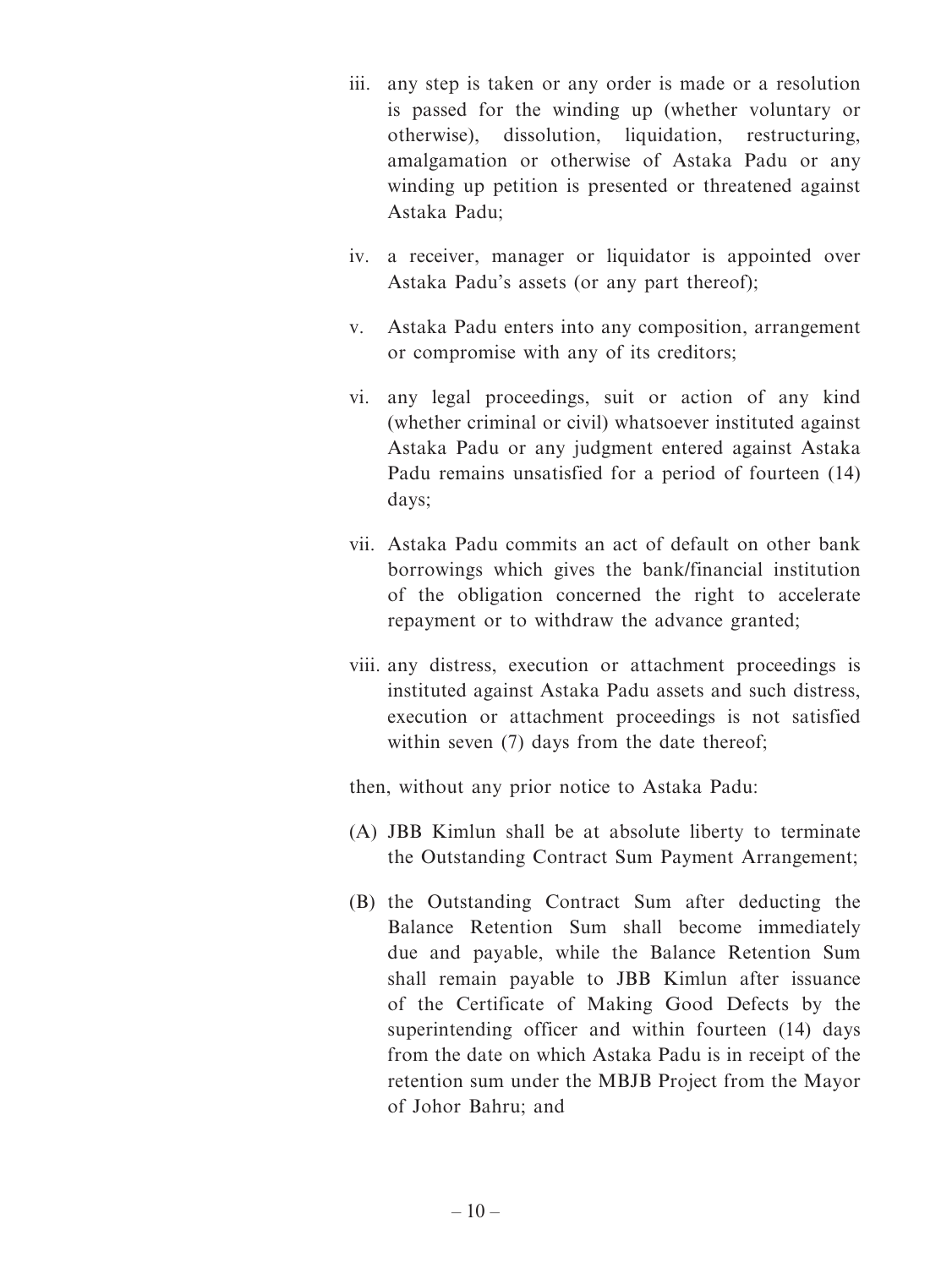iii. any step is taken or any order is made or a resolution is passed for the winding up (whether voluntary or otherwise), dissolution, liquidation, restructuring, amalgamation or otherwise of Astaka Padu or any winding up petition is presented or threatened against Astaka Padu;

iv. a receiver, manager or liquidator is appointed over Astaka Padu's assets (or any part thereof);

v. Astaka Padu enters into any composition, arrangement or compromise with any of its creditors;

vi. any legal proceedings, suit or action of any kind (whether criminal or civil) whatsoever instituted against Astaka Padu or any judgment entered against Astaka Padu remains unsatisfied for a period of fourteen (14) days;

vii. Astaka Padu commits an act of default on other bank borrowings which gives the bank/financial institution of the obligation concerned the right to accelerate repayment or to withdraw the advance granted;

viii. any distress, execution or attachment proceedings is instituted against Astaka Padu assets and such distress, execution or attachment proceedings is not satisfied within seven (7) days from the date thereof;

then, without any prior notice to Astaka Padu:

(A) JBB Kimlun shall be at absolute liberty to terminate the Outstanding Contract Sum Payment Arrangement;

(B) the Outstanding Contract Sum after deducting the Balance Retention Sum shall become immediately due and payable, while the Balance Retention Sum shall remain payable to JBB Kimlun after issuance of the Certificate of Making Good Defects by the superintending officer and within fourteen (14) days from the date on which Astaka Padu is in receipt of the retention sum under the MBJB Project from the Mayor of Johor Bahru; and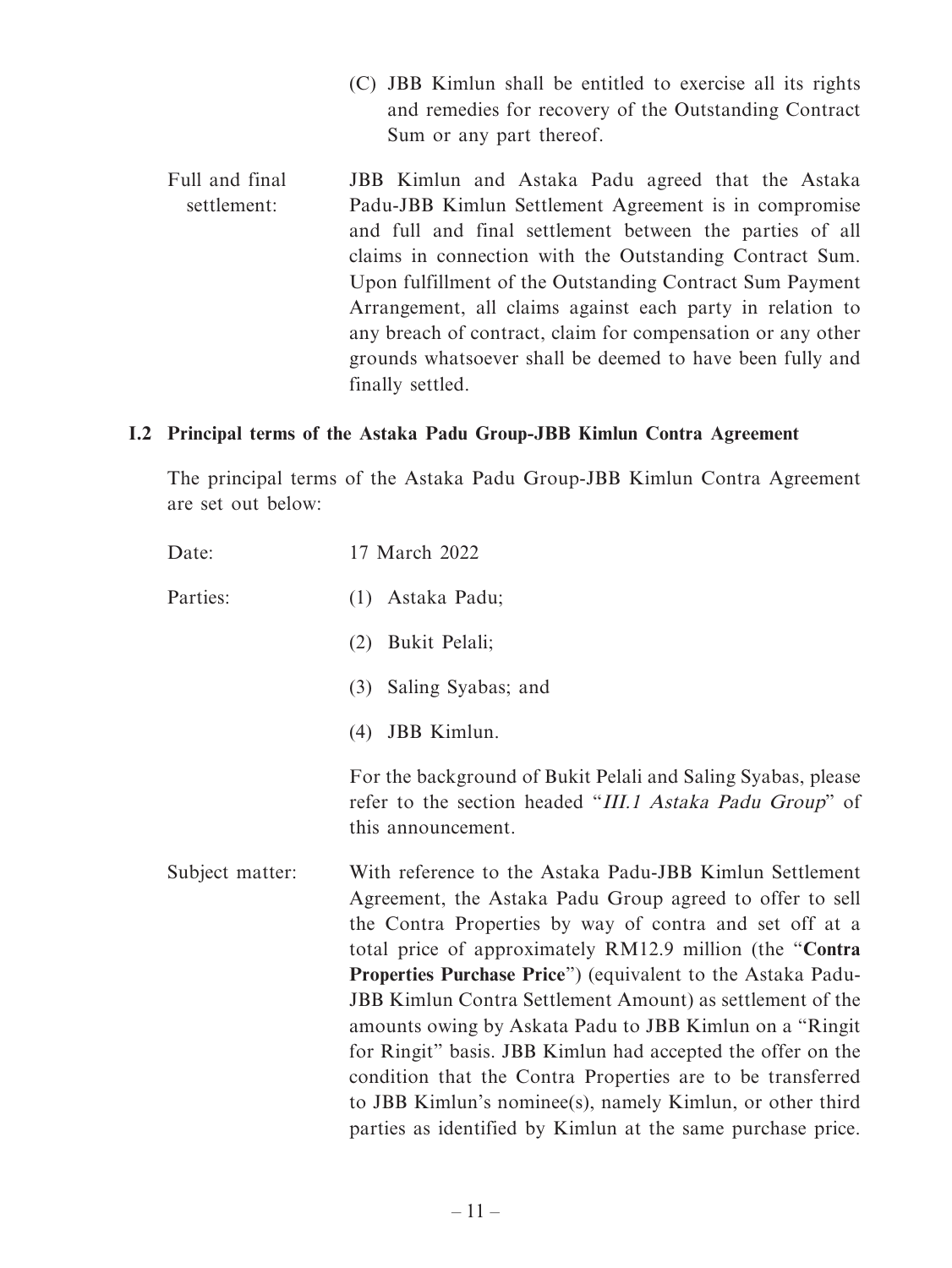(C) JBB Kimlun shall be entitled to exercise all its rights and remedies for recovery of the Outstanding Contract Sum or any part thereof.

Full and final settlement: JBB Kimlun and Astaka Padu agreed that the Astaka Padu-JBB Kimlun Settlement Agreement is in compromise and full and final settlement between the parties of all claims in connection with the Outstanding Contract Sum. Upon fulfillment of the Outstanding Contract Sum Payment Arrangement, all claims against each party in relation to any breach of contract, claim for compensation or any other grounds whatsoever shall be deemed to have been fully and finally settled.

### I.2 Principal terms of the Astaka Padu Group-JBB Kimlun Contra Agreement

The principal terms of the Astaka Padu Group-JBB Kimlun Contra Agreement are set out below:

Date: 17 March 2022

Parties:

(1) Astaka Padu;

(2) Bukit Pelali;

(3) Saling Syabas; and

(4) JBB Kimlun.

For the background of Bukit Pelali and Saling Syabas, please refer to the section headed "*III.1 Astaka Padu Group*" of this announcement.

Subject matter: With reference to the Astaka Padu-JBB Kimlun Settlement Agreement, the Astaka Padu Group agreed to offer to sell the Contra Properties by way of contra and set off at a total price of approximately RM12.9 million (the "**Contra Properties Purchase Price**") (equivalent to the Astaka Padu-JBB Kimlun Contra Settlement Amount) as settlement of the amounts owing by Askata Padu to JBB Kimlun on a "Ringit for Ringit" basis. JBB Kimlun had accepted the offer on the condition that the Contra Properties are to be transferred to JBB Kimlun's nominee(s), namely Kimlun, or other third parties as identified by Kimlun at the same purchase price.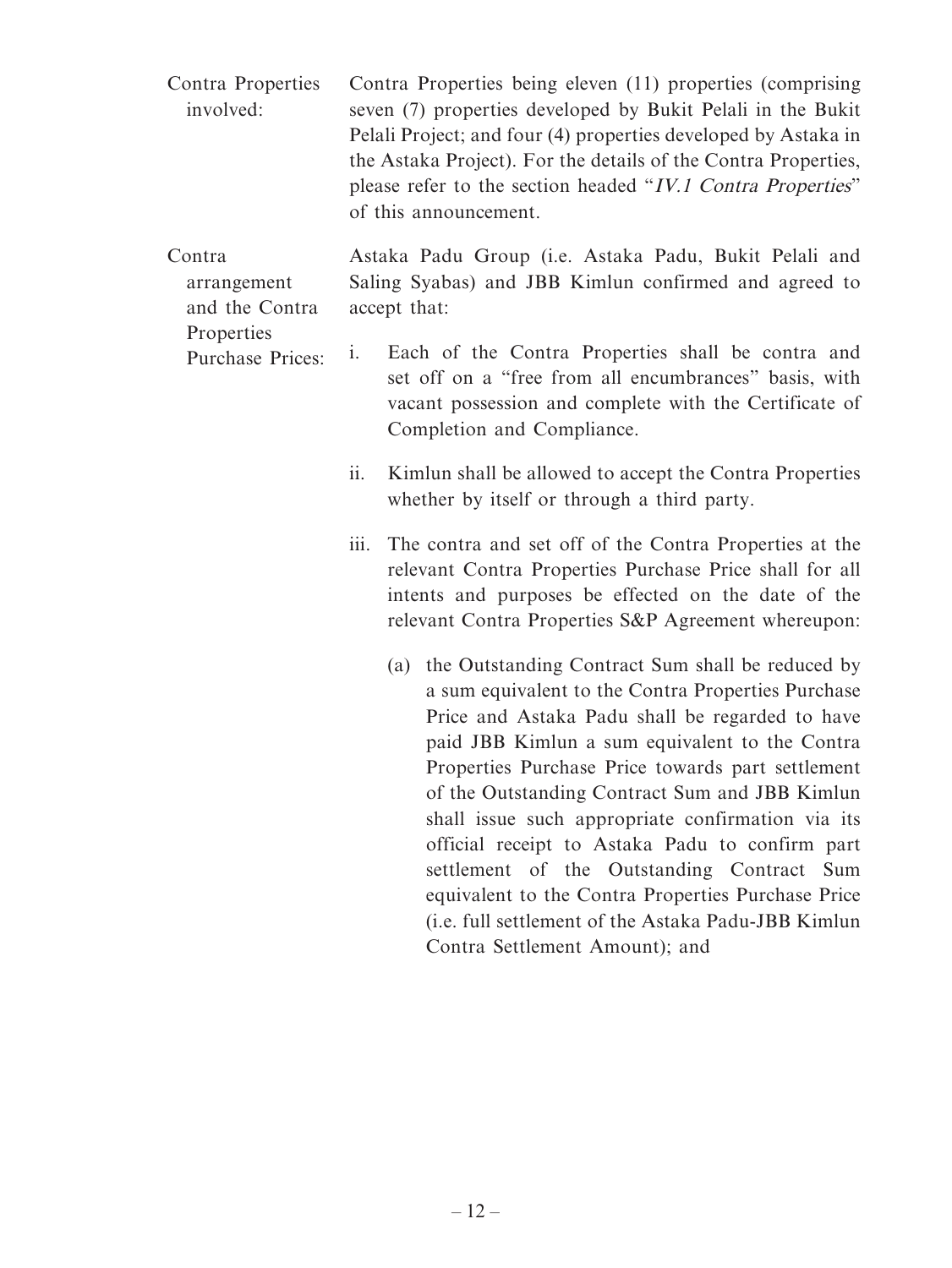Contra Properties involved: Contra Properties being eleven (11) properties (comprising seven (7) properties developed by Bukit Pelali in the Bukit Pelali Project; and four (4) properties developed by Astaka in the Astaka Project). For the details of the Contra Properties, please refer to the section headed "*IV.1 Contra Properties*" of this announcement.

Contra arrangement and the Contra Properties Purchase Prices: Astaka Padu Group (i.e. Astaka Padu, Bukit Pelali and Saling Syabas) and JBB Kimlun confirmed and agreed to accept that:

i. Each of the Contra Properties shall be contra and set off on a "free from all encumbrances" basis, with vacant possession and complete with the Certificate of Completion and Compliance.

ii. Kimlun shall be allowed to accept the Contra Properties whether by itself or through a third party.

iii. The contra and set off of the Contra Properties at the relevant Contra Properties Purchase Price shall for all intents and purposes be effected on the date of the relevant Contra Properties S&P Agreement whereupon:

   (a) the Outstanding Contract Sum shall be reduced by a sum equivalent to the Contra Properties Purchase Price and Astaka Padu shall be regarded to have paid JBB Kimlun a sum equivalent to the Contra Properties Purchase Price towards part settlement of the Outstanding Contract Sum and JBB Kimlun shall issue such appropriate confirmation via its official receipt to Astaka Padu to confirm part settlement of the Outstanding Contract Sum equivalent to the Contra Properties Purchase Price (i.e. full settlement of the Astaka Padu-JBB Kimlun Contra Settlement Amount); and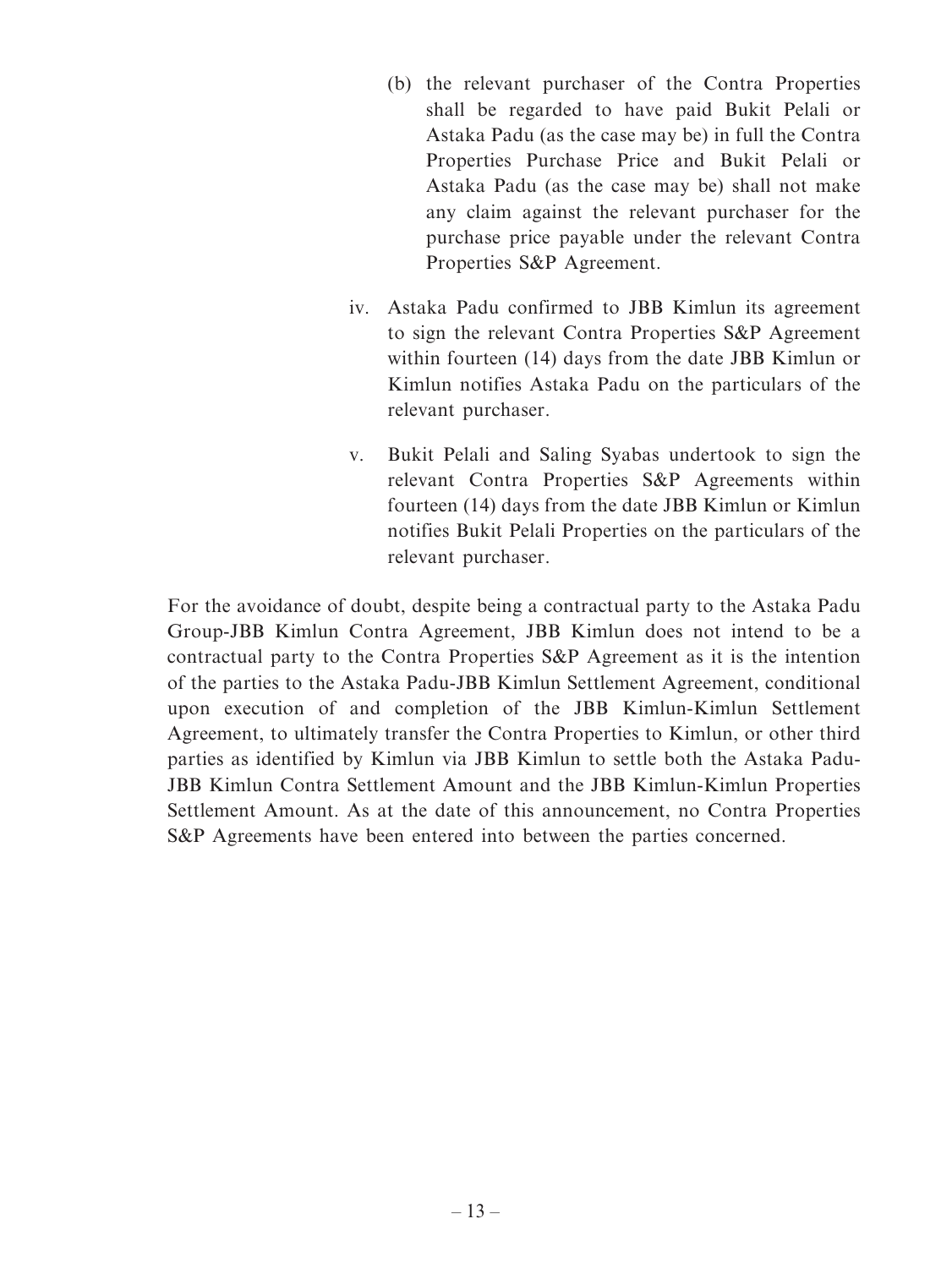(b) the relevant purchaser of the Contra Properties shall be regarded to have paid Bukit Pelali or Astaka Padu (as the case may be) in full the Contra Properties Purchase Price and Bukit Pelali or Astaka Padu (as the case may be) shall not make any claim against the relevant purchaser for the purchase price payable under the relevant Contra Properties S&P Agreement.

iv. Astaka Padu confirmed to JBB Kimlun its agreement to sign the relevant Contra Properties S&P Agreement within fourteen (14) days from the date JBB Kimlun or Kimlun notifies Astaka Padu on the particulars of the relevant purchaser.

v. Bukit Pelali and Saling Syabas undertook to sign the relevant Contra Properties S&P Agreements within fourteen (14) days from the date JBB Kimlun or Kimlun notifies Bukit Pelali Properties on the particulars of the relevant purchaser.

For the avoidance of doubt, despite being a contractual party to the Astaka Padu Group-JBB Kimlun Contra Agreement, JBB Kimlun does not intend to be a contractual party to the Contra Properties S&P Agreement as it is the intention of the parties to the Astaka Padu-JBB Kimlun Settlement Agreement, conditional upon execution of and completion of the JBB Kimlun-Kimlun Settlement Agreement, to ultimately transfer the Contra Properties to Kimlun, or other third parties as identified by Kimlun via JBB Kimlun to settle both the Astaka Padu-JBB Kimlun Contra Settlement Amount and the JBB Kimlun-Kimlun Properties Settlement Amount. As at the date of this announcement, no Contra Properties S&P Agreements have been entered into between the parties concerned.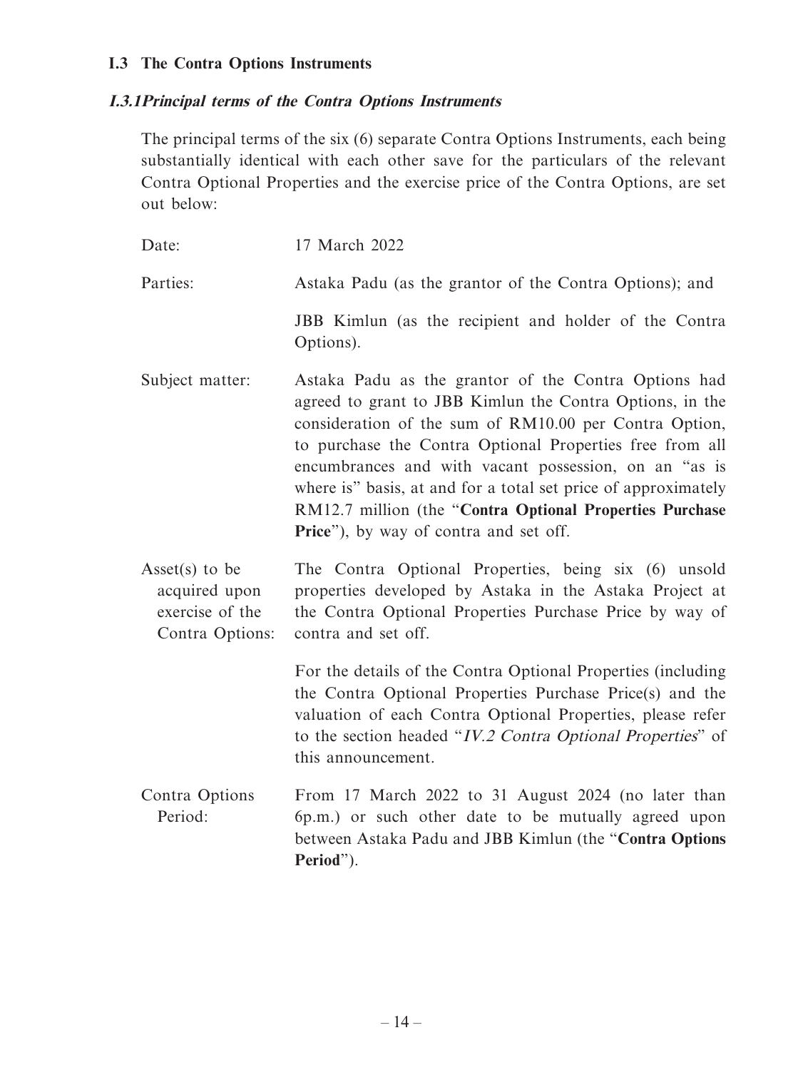### I.3 The Contra Options Instruments

#### *I.3.1 Principal terms of the Contra Options Instruments*

The principal terms of the six (6) separate Contra Options Instruments, each being substantially identical with each other save for the particulars of the relevant Contra Optional Properties and the exercise price of the Contra Options, are set out below:

| | |
|---|---|
| Date: | 17 March 2022 |
| Parties: | Astaka Padu (as the grantor of the Contra Options); and<br><br>JBB Kimlun (as the recipient and holder of the Contra Options). |
| Subject matter: | Astaka Padu as the grantor of the Contra Options had agreed to grant to JBB Kimlun the Contra Options, in the consideration of the sum of RM10.00 per Contra Option, to purchase the Contra Optional Properties free from all encumbrances and with vacant possession, on an "as is where is" basis, at and for a total set price of approximately RM12.7 million (the "**Contra Optional Properties Purchase Price**"), by way of contra and set off. |
| Asset(s) to be acquired upon exercise of the Contra Options: | The Contra Optional Properties, being six (6) unsold properties developed by Astaka in the Astaka Project at the Contra Optional Properties Purchase Price by way of contra and set off.<br><br>For the details of the Contra Optional Properties (including the Contra Optional Properties Purchase Price(s) and the valuation of each Contra Optional Properties, please refer to the section headed "*IV.2 Contra Optional Properties*" of this announcement. |
| Contra Options Period: | From 17 March 2022 to 31 August 2024 (no later than 6p.m.) or such other date to be mutually agreed upon between Astaka Padu and JBB Kimlun (the "**Contra Options Period**"). |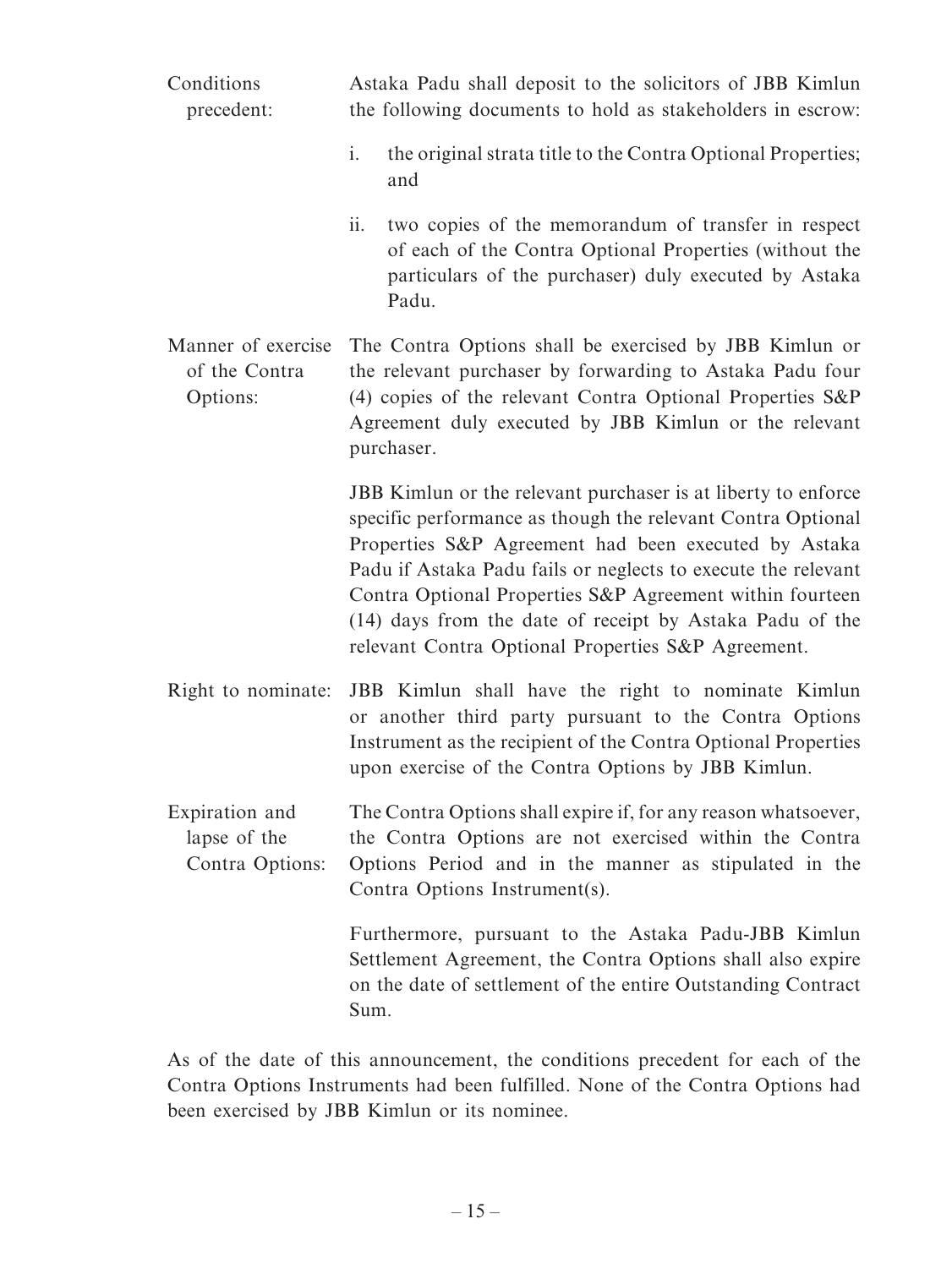| | |
|---|---|
| Conditions precedent: | Astaka Padu shall deposit to the solicitors of JBB Kimlun the following documents to hold as stakeholders in escrow:<br><br>i. the original strata title to the Contra Optional Properties; and<br><br>ii. two copies of the memorandum of transfer in respect of each of the Contra Optional Properties (without the particulars of the purchaser) duly executed by Astaka Padu. |
| Manner of exercise of the Contra Options: | The Contra Options shall be exercised by JBB Kimlun or the relevant purchaser by forwarding to Astaka Padu four (4) copies of the relevant Contra Optional Properties S&P Agreement duly executed by JBB Kimlun or the relevant purchaser.<br><br>JBB Kimlun or the relevant purchaser is at liberty to enforce specific performance as though the relevant Contra Optional Properties S&P Agreement had been executed by Astaka Padu if Astaka Padu fails or neglects to execute the relevant Contra Optional Properties S&P Agreement within fourteen (14) days from the date of receipt by Astaka Padu of the relevant Contra Optional Properties S&P Agreement. |
| Right to nominate: | JBB Kimlun shall have the right to nominate Kimlun or another third party pursuant to the Contra Options Instrument as the recipient of the Contra Optional Properties upon exercise of the Contra Options by JBB Kimlun. |
| Expiration and lapse of the Contra Options: | The Contra Options shall expire if, for any reason whatsoever, the Contra Options are not exercised within the Contra Options Period and in the manner as stipulated in the Contra Options Instrument(s).<br><br>Furthermore, pursuant to the Astaka Padu-JBB Kimlun Settlement Agreement, the Contra Options shall also expire on the date of settlement of the entire Outstanding Contract Sum. |

As of the date of this announcement, the conditions precedent for each of the Contra Options Instruments had been fulfilled. None of the Contra Options had been exercised by JBB Kimlun or its nominee.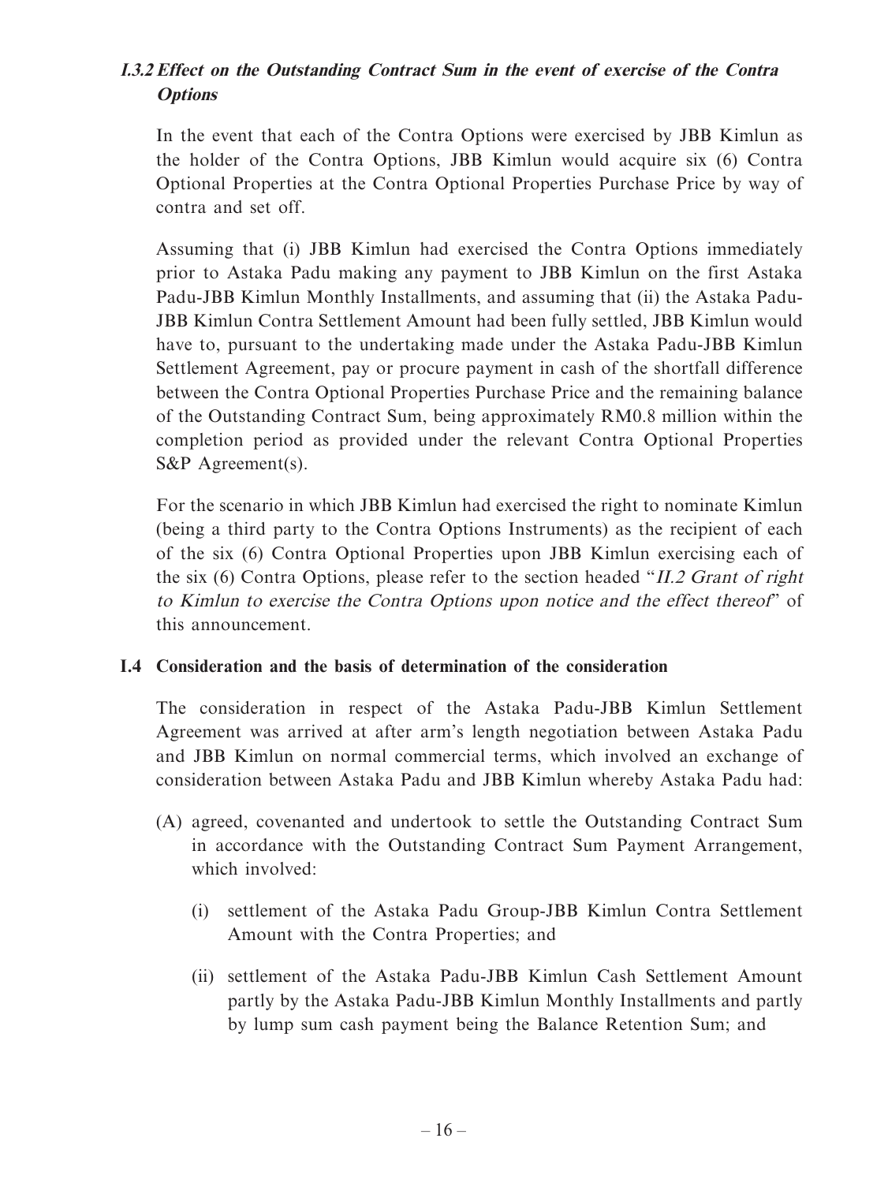### I.3.2 *Effect on the Outstanding Contract Sum in the event of exercise of the Contra Options*

In the event that each of the Contra Options were exercised by JBB Kimlun as the holder of the Contra Options, JBB Kimlun would acquire six (6) Contra Optional Properties at the Contra Optional Properties Purchase Price by way of contra and set off.

Assuming that (i) JBB Kimlun had exercised the Contra Options immediately prior to Astaka Padu making any payment to JBB Kimlun on the first Astaka Padu-JBB Kimlun Monthly Installments, and assuming that (ii) the Astaka Padu-JBB Kimlun Contra Settlement Amount had been fully settled, JBB Kimlun would have to, pursuant to the undertaking made under the Astaka Padu-JBB Kimlun Settlement Agreement, pay or procure payment in cash of the shortfall difference between the Contra Optional Properties Purchase Price and the remaining balance of the Outstanding Contract Sum, being approximately RM0.8 million within the completion period as provided under the relevant Contra Optional Properties S&P Agreement(s).

For the scenario in which JBB Kimlun had exercised the right to nominate Kimlun (being a third party to the Contra Options Instruments) as the recipient of each of the six (6) Contra Optional Properties upon JBB Kimlun exercising each of the six (6) Contra Options, please refer to the section headed "*II.2 Grant of right to Kimlun to exercise the Contra Options upon notice and the effect thereof*" of this announcement.

## I.4 Consideration and the basis of determination of the consideration

The consideration in respect of the Astaka Padu-JBB Kimlun Settlement Agreement was arrived at after arm's length negotiation between Astaka Padu and JBB Kimlun on normal commercial terms, which involved an exchange of consideration between Astaka Padu and JBB Kimlun whereby Astaka Padu had:

(A) agreed, covenanted and undertook to settle the Outstanding Contract Sum in accordance with the Outstanding Contract Sum Payment Arrangement, which involved:

   (i) settlement of the Astaka Padu Group-JBB Kimlun Contra Settlement Amount with the Contra Properties; and

   (ii) settlement of the Astaka Padu-JBB Kimlun Cash Settlement Amount partly by the Astaka Padu-JBB Kimlun Monthly Installments and partly by lump sum cash payment being the Balance Retention Sum; and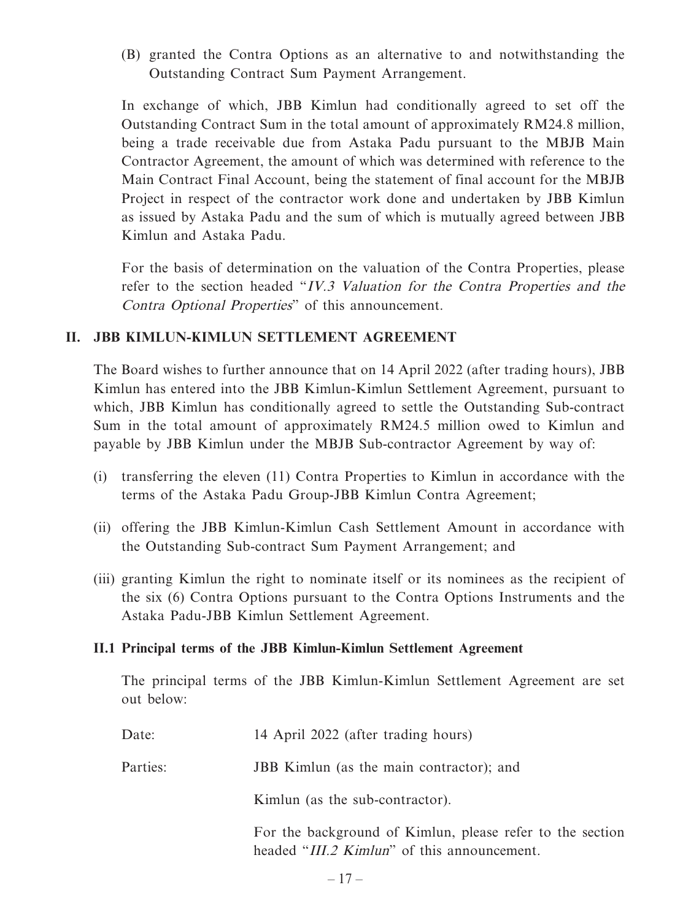(B) granted the Contra Options as an alternative to and notwithstanding the Outstanding Contract Sum Payment Arrangement.

In exchange of which, JBB Kimlun had conditionally agreed to set off the Outstanding Contract Sum in the total amount of approximately RM24.8 million, being a trade receivable due from Astaka Padu pursuant to the MBJB Main Contractor Agreement, the amount of which was determined with reference to the Main Contract Final Account, being the statement of final account for the MBJB Project in respect of the contractor work done and undertaken by JBB Kimlun as issued by Astaka Padu and the sum of which is mutually agreed between JBB Kimlun and Astaka Padu.

For the basis of determination on the valuation of the Contra Properties, please refer to the section headed "*IV.3 Valuation for the Contra Properties and the Contra Optional Properties*" of this announcement.

## II. JBB KIMLUN-KIMLUN SETTLEMENT AGREEMENT

The Board wishes to further announce that on 14 April 2022 (after trading hours), JBB Kimlun has entered into the JBB Kimlun-Kimlun Settlement Agreement, pursuant to which, JBB Kimlun has conditionally agreed to settle the Outstanding Sub-contract Sum in the total amount of approximately RM24.5 million owed to Kimlun and payable by JBB Kimlun under the MBJB Sub-contractor Agreement by way of:

(i) transferring the eleven (11) Contra Properties to Kimlun in accordance with the terms of the Astaka Padu Group-JBB Kimlun Contra Agreement;

(ii) offering the JBB Kimlun-Kimlun Cash Settlement Amount in accordance with the Outstanding Sub-contract Sum Payment Arrangement; and

(iii) granting Kimlun the right to nominate itself or its nominees as the recipient of the six (6) Contra Options pursuant to the Contra Options Instruments and the Astaka Padu-JBB Kimlun Settlement Agreement.

### II.1 Principal terms of the JBB Kimlun-Kimlun Settlement Agreement

The principal terms of the JBB Kimlun-Kimlun Settlement Agreement are set out below:

Date: 14 April 2022 (after trading hours)

Parties: JBB Kimlun (as the main contractor); and

Kimlun (as the sub-contractor).

For the background of Kimlun, please refer to the section headed "*III.2 Kimlun*" of this announcement.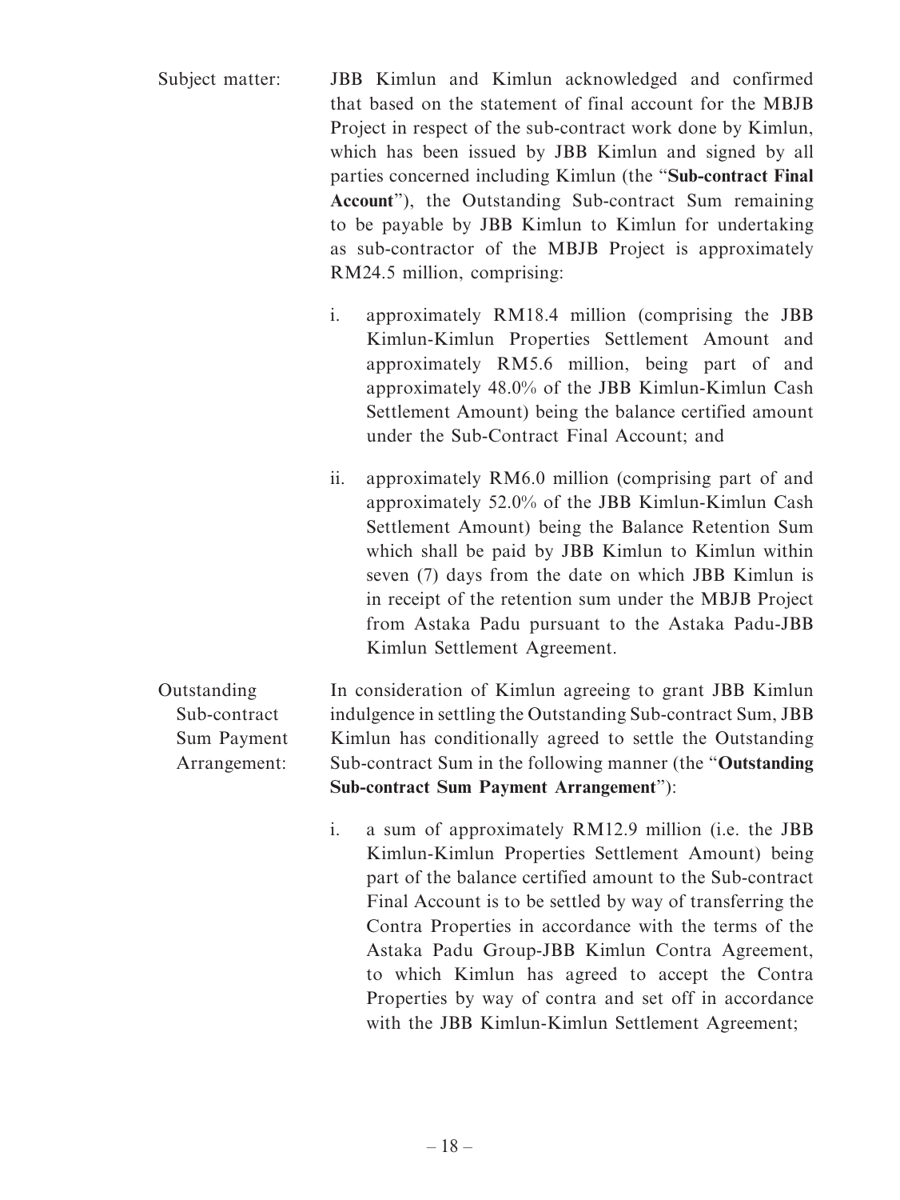Subject matter: JBB Kimlun and Kimlun acknowledged and confirmed that based on the statement of final account for the MBJB Project in respect of the sub-contract work done by Kimlun, which has been issued by JBB Kimlun and signed by all parties concerned including Kimlun (the "**Sub-contract Final Account**"), the Outstanding Sub-contract Sum remaining to be payable by JBB Kimlun to Kimlun for undertaking as sub-contractor of the MBJB Project is approximately RM24.5 million, comprising:

i. approximately RM18.4 million (comprising the JBB Kimlun-Kimlun Properties Settlement Amount and approximately RM5.6 million, being part of and approximately 48.0% of the JBB Kimlun-Kimlun Cash Settlement Amount) being the balance certified amount under the Sub-Contract Final Account; and

ii. approximately RM6.0 million (comprising part of and approximately 52.0% of the JBB Kimlun-Kimlun Cash Settlement Amount) being the Balance Retention Sum which shall be paid by JBB Kimlun to Kimlun within seven (7) days from the date on which JBB Kimlun is in receipt of the retention sum under the MBJB Project from Astaka Padu pursuant to the Astaka Padu-JBB Kimlun Settlement Agreement.

Outstanding Sub-contract Sum Payment Arrangement: In consideration of Kimlun agreeing to grant JBB Kimlun indulgence in settling the Outstanding Sub-contract Sum, JBB Kimlun has conditionally agreed to settle the Outstanding Sub-contract Sum in the following manner (the "**Outstanding Sub-contract Sum Payment Arrangement**"):

i. a sum of approximately RM12.9 million (i.e. the JBB Kimlun-Kimlun Properties Settlement Amount) being part of the balance certified amount to the Sub-contract Final Account is to be settled by way of transferring the Contra Properties in accordance with the terms of the Astaka Padu Group-JBB Kimlun Contra Agreement, to which Kimlun has agreed to accept the Contra Properties by way of contra and set off in accordance with the JBB Kimlun-Kimlun Settlement Agreement;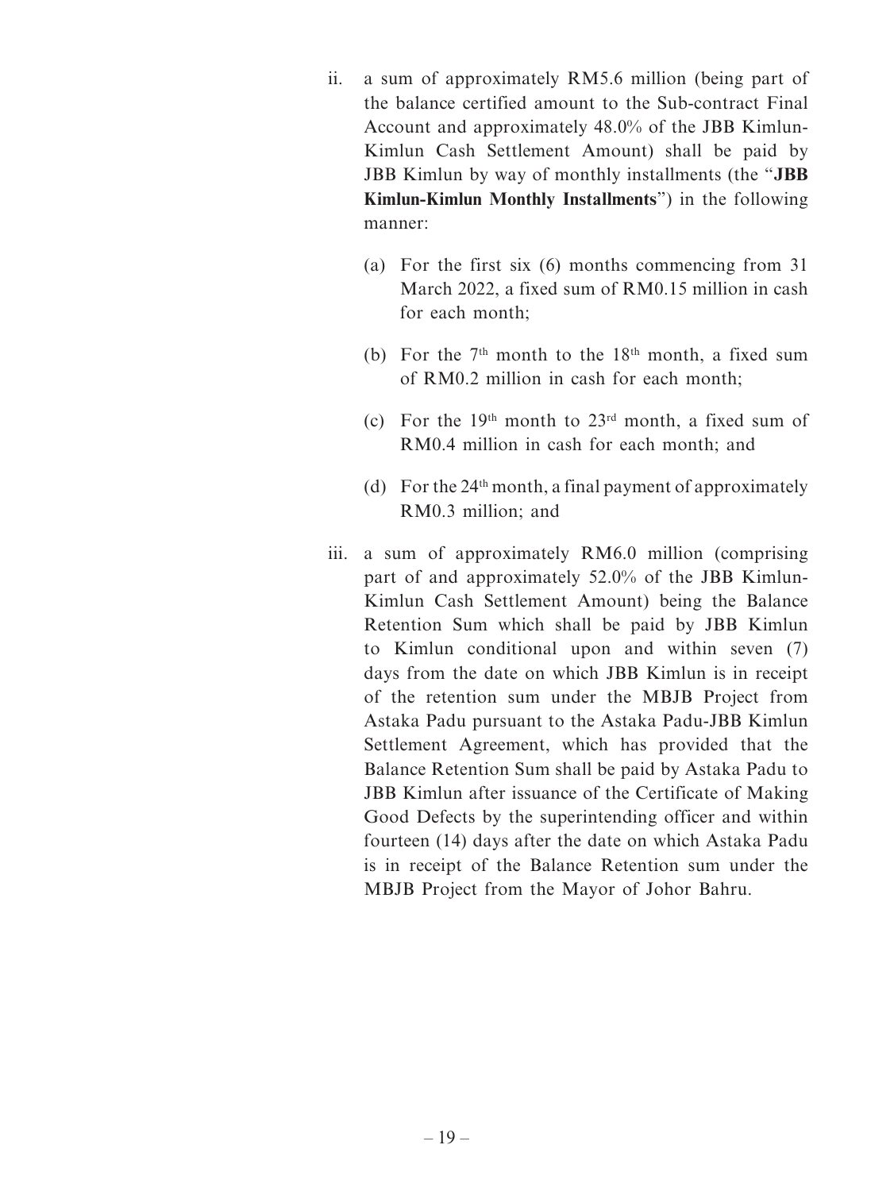ii. a sum of approximately RM5.6 million (being part of the balance certified amount to the Sub-contract Final Account and approximately 48.0% of the JBB Kimlun-Kimlun Cash Settlement Amount) shall be paid by JBB Kimlun by way of monthly installments (the "**JBB Kimlun-Kimlun Monthly Installments**") in the following manner:

   (a) For the first six (6) months commencing from 31 March 2022, a fixed sum of RM0.15 million in cash for each month;

   (b) For the 7th month to the 18th month, a fixed sum of RM0.2 million in cash for each month;

   (c) For the 19th month to 23rd month, a fixed sum of RM0.4 million in cash for each month; and

   (d) For the 24th month, a final payment of approximately RM0.3 million; and

iii. a sum of approximately RM6.0 million (comprising part of and approximately 52.0% of the JBB Kimlun-Kimlun Cash Settlement Amount) being the Balance Retention Sum which shall be paid by JBB Kimlun to Kimlun conditional upon and within seven (7) days from the date on which JBB Kimlun is in receipt of the retention sum under the MBJB Project from Astaka Padu pursuant to the Astaka Padu-JBB Kimlun Settlement Agreement, which has provided that the Balance Retention Sum shall be paid by Astaka Padu to JBB Kimlun after issuance of the Certificate of Making Good Defects by the superintending officer and within fourteen (14) days after the date on which Astaka Padu is in receipt of the Balance Retention sum under the MBJB Project from the Mayor of Johor Bahru.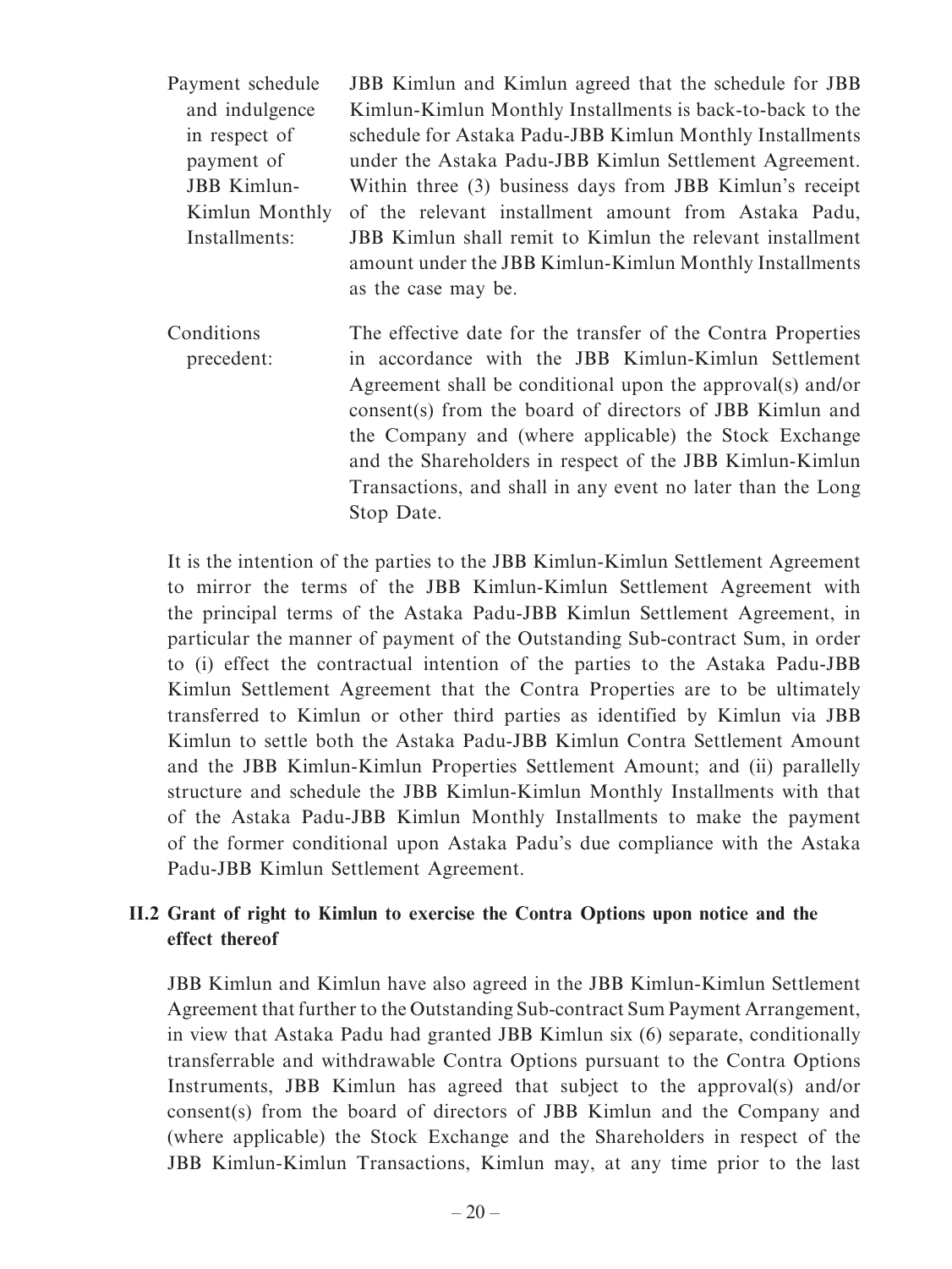| | |
|---|---|
| Payment schedule and indulgence in respect of payment of JBB Kimlun-Kimlun Monthly Installments: | JBB Kimlun and Kimlun agreed that the schedule for JBB Kimlun-Kimlun Monthly Installments is back-to-back to the schedule for Astaka Padu-JBB Kimlun Monthly Installments under the Astaka Padu-JBB Kimlun Settlement Agreement. Within three (3) business days from JBB Kimlun's receipt of the relevant installment amount from Astaka Padu, JBB Kimlun shall remit to Kimlun the relevant installment amount under the JBB Kimlun-Kimlun Monthly Installments as the case may be. |
| Conditions precedent: | The effective date for the transfer of the Contra Properties in accordance with the JBB Kimlun-Kimlun Settlement Agreement shall be conditional upon the approval(s) and/or consent(s) from the board of directors of JBB Kimlun and the Company and (where applicable) the Stock Exchange and the Shareholders in respect of the JBB Kimlun-Kimlun Transactions, and shall in any event no later than the Long Stop Date. |

It is the intention of the parties to the JBB Kimlun-Kimlun Settlement Agreement to mirror the terms of the JBB Kimlun-Kimlun Settlement Agreement with the principal terms of the Astaka Padu-JBB Kimlun Settlement Agreement, in particular the manner of payment of the Outstanding Sub-contract Sum, in order to (i) effect the contractual intention of the parties to the Astaka Padu-JBB Kimlun Settlement Agreement that the Contra Properties are to be ultimately transferred to Kimlun or other third parties as identified by Kimlun via JBB Kimlun to settle both the Astaka Padu-JBB Kimlun Contra Settlement Amount and the JBB Kimlun-Kimlun Properties Settlement Amount; and (ii) parallelly structure and schedule the JBB Kimlun-Kimlun Monthly Installments with that of the Astaka Padu-JBB Kimlun Monthly Installments to make the payment of the former conditional upon Astaka Padu's due compliance with the Astaka Padu-JBB Kimlun Settlement Agreement.

### II.2 Grant of right to Kimlun to exercise the Contra Options upon notice and the effect thereof

JBB Kimlun and Kimlun have also agreed in the JBB Kimlun-Kimlun Settlement Agreement that further to the Outstanding Sub-contract Sum Payment Arrangement, in view that Astaka Padu had granted JBB Kimlun six (6) separate, conditionally transferrable and withdrawable Contra Options pursuant to the Contra Options Instruments, JBB Kimlun has agreed that subject to the approval(s) and/or consent(s) from the board of directors of JBB Kimlun and the Company and (where applicable) the Stock Exchange and the Shareholders in respect of the JBB Kimlun-Kimlun Transactions, Kimlun may, at any time prior to the last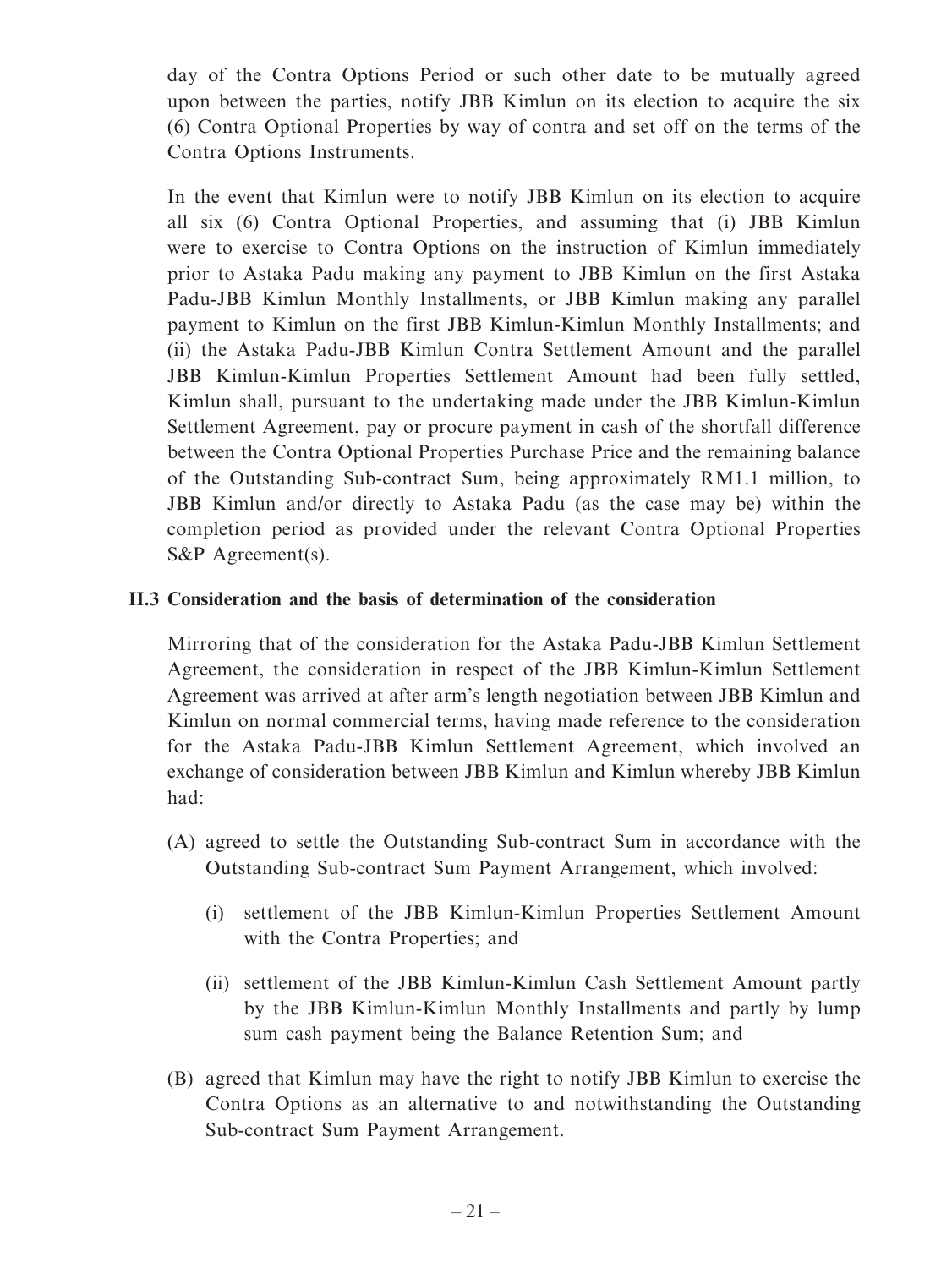day of the Contra Options Period or such other date to be mutually agreed upon between the parties, notify JBB Kimlun on its election to acquire the six (6) Contra Optional Properties by way of contra and set off on the terms of the Contra Options Instruments.

In the event that Kimlun were to notify JBB Kimlun on its election to acquire all six (6) Contra Optional Properties, and assuming that (i) JBB Kimlun were to exercise to Contra Options on the instruction of Kimlun immediately prior to Astaka Padu making any payment to JBB Kimlun on the first Astaka Padu-JBB Kimlun Monthly Installments, or JBB Kimlun making any parallel payment to Kimlun on the first JBB Kimlun-Kimlun Monthly Installments; and (ii) the Astaka Padu-JBB Kimlun Contra Settlement Amount and the parallel JBB Kimlun-Kimlun Properties Settlement Amount had been fully settled, Kimlun shall, pursuant to the undertaking made under the JBB Kimlun-Kimlun Settlement Agreement, pay or procure payment in cash of the shortfall difference between the Contra Optional Properties Purchase Price and the remaining balance of the Outstanding Sub-contract Sum, being approximately RM1.1 million, to JBB Kimlun and/or directly to Astaka Padu (as the case may be) within the completion period as provided under the relevant Contra Optional Properties S&P Agreement(s).

### II.3 Consideration and the basis of determination of the consideration

Mirroring that of the consideration for the Astaka Padu-JBB Kimlun Settlement Agreement, the consideration in respect of the JBB Kimlun-Kimlun Settlement Agreement was arrived at after arm's length negotiation between JBB Kimlun and Kimlun on normal commercial terms, having made reference to the consideration for the Astaka Padu-JBB Kimlun Settlement Agreement, which involved an exchange of consideration between JBB Kimlun and Kimlun whereby JBB Kimlun had:

(A) agreed to settle the Outstanding Sub-contract Sum in accordance with the Outstanding Sub-contract Sum Payment Arrangement, which involved:

   (i) settlement of the JBB Kimlun-Kimlun Properties Settlement Amount with the Contra Properties; and

   (ii) settlement of the JBB Kimlun-Kimlun Cash Settlement Amount partly by the JBB Kimlun-Kimlun Monthly Installments and partly by lump sum cash payment being the Balance Retention Sum; and

(B) agreed that Kimlun may have the right to notify JBB Kimlun to exercise the Contra Options as an alternative to and notwithstanding the Outstanding Sub-contract Sum Payment Arrangement.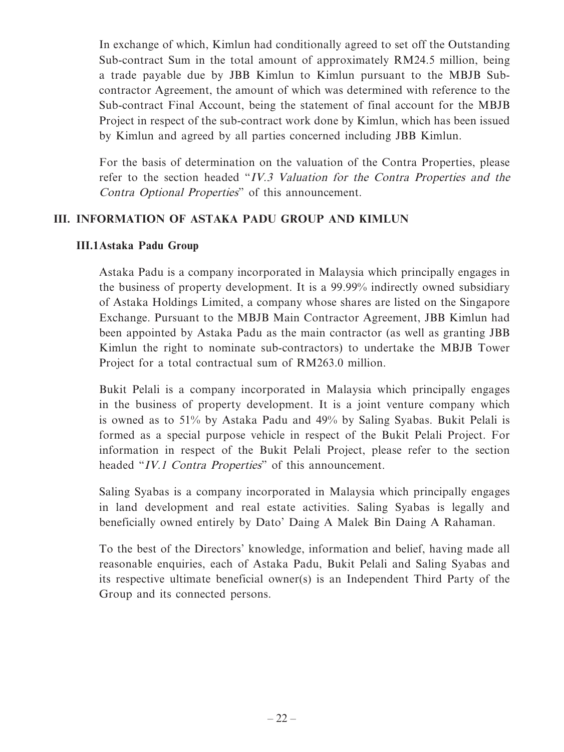In exchange of which, Kimlun had conditionally agreed to set off the Outstanding Sub-contract Sum in the total amount of approximately RM24.5 million, being a trade payable due by JBB Kimlun to Kimlun pursuant to the MBJB Sub-contractor Agreement, the amount of which was determined with reference to the Sub-contract Final Account, being the statement of final account for the MBJB Project in respect of the sub-contract work done by Kimlun, which has been issued by Kimlun and agreed by all parties concerned including JBB Kimlun.

For the basis of determination on the valuation of the Contra Properties, please refer to the section headed "*IV.3 Valuation for the Contra Properties and the Contra Optional Properties*" of this announcement.

## III. INFORMATION OF ASTAKA PADU GROUP AND KIMLUN

### III.1 Astaka Padu Group

Astaka Padu is a company incorporated in Malaysia which principally engages in the business of property development. It is a 99.99% indirectly owned subsidiary of Astaka Holdings Limited, a company whose shares are listed on the Singapore Exchange. Pursuant to the MBJB Main Contractor Agreement, JBB Kimlun had been appointed by Astaka Padu as the main contractor (as well as granting JBB Kimlun the right to nominate sub-contractors) to undertake the MBJB Tower Project for a total contractual sum of RM263.0 million.

Bukit Pelali is a company incorporated in Malaysia which principally engages in the business of property development. It is a joint venture company which is owned as to 51% by Astaka Padu and 49% by Saling Syabas. Bukit Pelali is formed as a special purpose vehicle in respect of the Bukit Pelali Project. For information in respect of the Bukit Pelali Project, please refer to the section headed "*IV.1 Contra Properties*" of this announcement.

Saling Syabas is a company incorporated in Malaysia which principally engages in land development and real estate activities. Saling Syabas is legally and beneficially owned entirely by Dato' Daing A Malek Bin Daing A Rahaman.

To the best of the Directors' knowledge, information and belief, having made all reasonable enquiries, each of Astaka Padu, Bukit Pelali and Saling Syabas and its respective ultimate beneficial owner(s) is an Independent Third Party of the Group and its connected persons.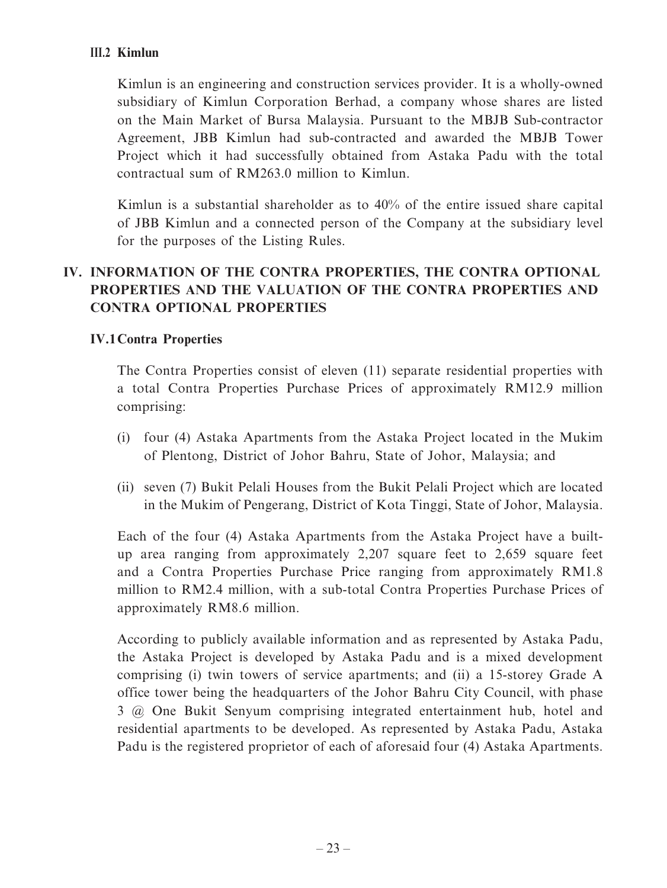### III.2 Kimlun

Kimlun is an engineering and construction services provider. It is a wholly-owned subsidiary of Kimlun Corporation Berhad, a company whose shares are listed on the Main Market of Bursa Malaysia. Pursuant to the MBJB Sub-contractor Agreement, JBB Kimlun had sub-contracted and awarded the MBJB Tower Project which it had successfully obtained from Astaka Padu with the total contractual sum of RM263.0 million to Kimlun.

Kimlun is a substantial shareholder as to 40% of the entire issued share capital of JBB Kimlun and a connected person of the Company at the subsidiary level for the purposes of the Listing Rules.

## IV. INFORMATION OF THE CONTRA PROPERTIES, THE CONTRA OPTIONAL PROPERTIES AND THE VALUATION OF THE CONTRA PROPERTIES AND CONTRA OPTIONAL PROPERTIES

### IV.1 Contra Properties

The Contra Properties consist of eleven (11) separate residential properties with a total Contra Properties Purchase Prices of approximately RM12.9 million comprising:

(i) four (4) Astaka Apartments from the Astaka Project located in the Mukim of Plentong, District of Johor Bahru, State of Johor, Malaysia; and

(ii) seven (7) Bukit Pelali Houses from the Bukit Pelali Project which are located in the Mukim of Pengerang, District of Kota Tinggi, State of Johor, Malaysia.

Each of the four (4) Astaka Apartments from the Astaka Project have a built-up area ranging from approximately 2,207 square feet to 2,659 square feet and a Contra Properties Purchase Price ranging from approximately RM1.8 million to RM2.4 million, with a sub-total Contra Properties Purchase Prices of approximately RM8.6 million.

According to publicly available information and as represented by Astaka Padu, the Astaka Project is developed by Astaka Padu and is a mixed development comprising (i) twin towers of service apartments; and (ii) a 15-storey Grade A office tower being the headquarters of the Johor Bahru City Council, with phase 3 @ One Bukit Senyum comprising integrated entertainment hub, hotel and residential apartments to be developed. As represented by Astaka Padu, Astaka Padu is the registered proprietor of each of aforesaid four (4) Astaka Apartments.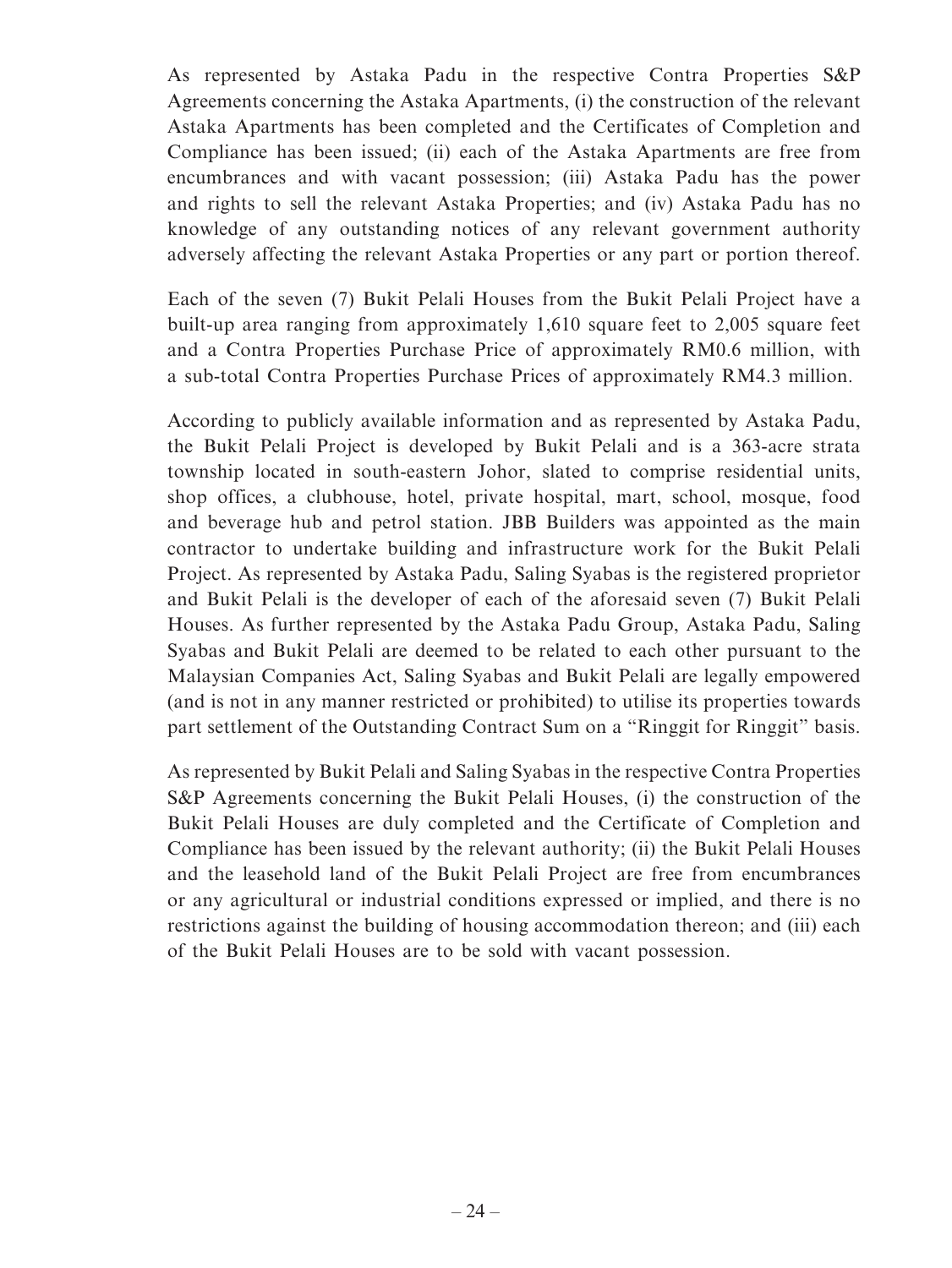As represented by Astaka Padu in the respective Contra Properties S&P Agreements concerning the Astaka Apartments, (i) the construction of the relevant Astaka Apartments has been completed and the Certificates of Completion and Compliance has been issued; (ii) each of the Astaka Apartments are free from encumbrances and with vacant possession; (iii) Astaka Padu has the power and rights to sell the relevant Astaka Properties; and (iv) Astaka Padu has no knowledge of any outstanding notices of any relevant government authority adversely affecting the relevant Astaka Properties or any part or portion thereof.

Each of the seven (7) Bukit Pelali Houses from the Bukit Pelali Project have a built-up area ranging from approximately 1,610 square feet to 2,005 square feet and a Contra Properties Purchase Price of approximately RM0.6 million, with a sub-total Contra Properties Purchase Prices of approximately RM4.3 million.

According to publicly available information and as represented by Astaka Padu, the Bukit Pelali Project is developed by Bukit Pelali and is a 363-acre strata township located in south-eastern Johor, slated to comprise residential units, shop offices, a clubhouse, hotel, private hospital, mart, school, mosque, food and beverage hub and petrol station. JBB Builders was appointed as the main contractor to undertake building and infrastructure work for the Bukit Pelali Project. As represented by Astaka Padu, Saling Syabas is the registered proprietor and Bukit Pelali is the developer of each of the aforesaid seven (7) Bukit Pelali Houses. As further represented by the Astaka Padu Group, Astaka Padu, Saling Syabas and Bukit Pelali are deemed to be related to each other pursuant to the Malaysian Companies Act, Saling Syabas and Bukit Pelali are legally empowered (and is not in any manner restricted or prohibited) to utilise its properties towards part settlement of the Outstanding Contract Sum on a "Ringgit for Ringgit" basis.

As represented by Bukit Pelali and Saling Syabas in the respective Contra Properties S&P Agreements concerning the Bukit Pelali Houses, (i) the construction of the Bukit Pelali Houses are duly completed and the Certificate of Completion and Compliance has been issued by the relevant authority; (ii) the Bukit Pelali Houses and the leasehold land of the Bukit Pelali Project are free from encumbrances or any agricultural or industrial conditions expressed or implied, and there is no restrictions against the building of housing accommodation thereon; and (iii) each of the Bukit Pelali Houses are to be sold with vacant possession.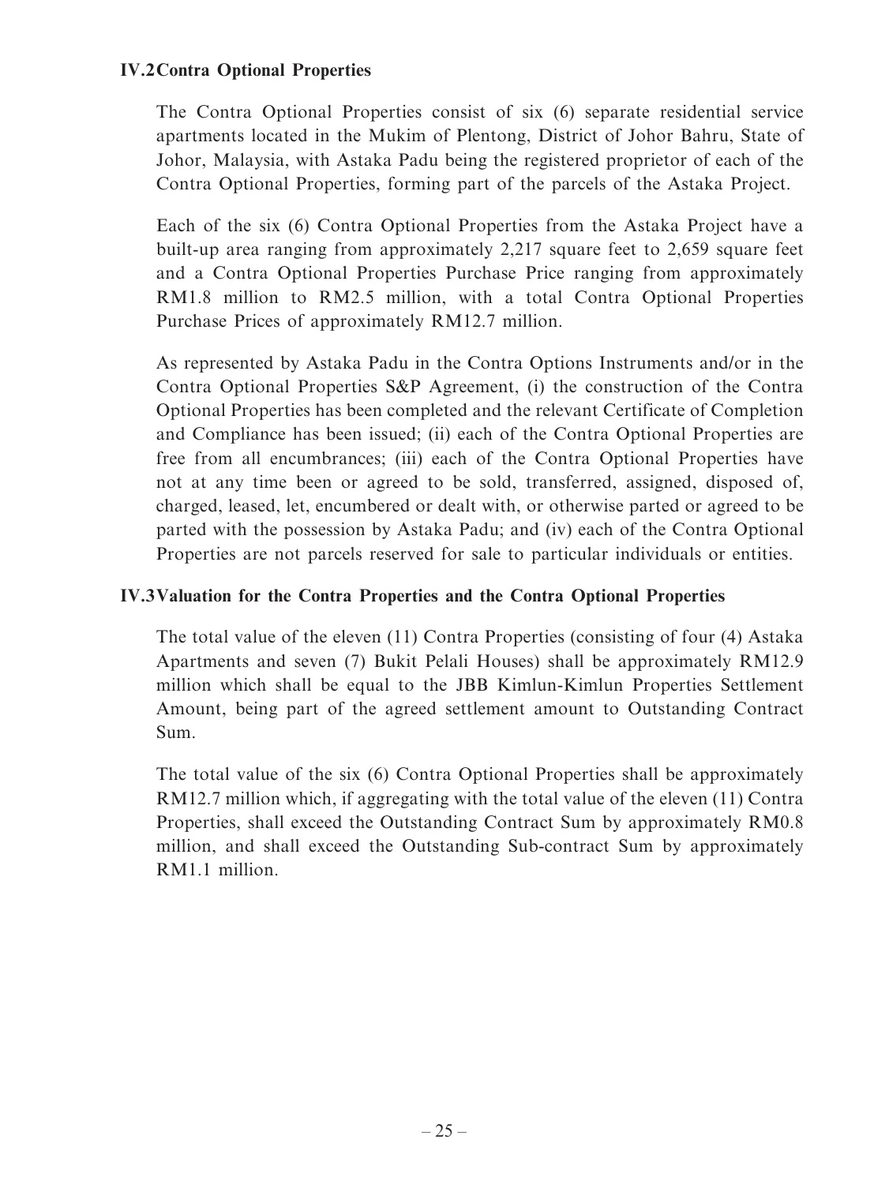**IV.2 Contra Optional Properties**

The Contra Optional Properties consist of six (6) separate residential service apartments located in the Mukim of Plentong, District of Johor Bahru, State of Johor, Malaysia, with Astaka Padu being the registered proprietor of each of the Contra Optional Properties, forming part of the parcels of the Astaka Project.

Each of the six (6) Contra Optional Properties from the Astaka Project have a built-up area ranging from approximately 2,217 square feet to 2,659 square feet and a Contra Optional Properties Purchase Price ranging from approximately RM1.8 million to RM2.5 million, with a total Contra Optional Properties Purchase Prices of approximately RM12.7 million.

As represented by Astaka Padu in the Contra Options Instruments and/or in the Contra Optional Properties S&P Agreement, (i) the construction of the Contra Optional Properties has been completed and the relevant Certificate of Completion and Compliance has been issued; (ii) each of the Contra Optional Properties are free from all encumbrances; (iii) each of the Contra Optional Properties have not at any time been or agreed to be sold, transferred, assigned, disposed of, charged, leased, let, encumbered or dealt with, or otherwise parted or agreed to be parted with the possession by Astaka Padu; and (iv) each of the Contra Optional Properties are not parcels reserved for sale to particular individuals or entities.

**IV.3 Valuation for the Contra Properties and the Contra Optional Properties**

The total value of the eleven (11) Contra Properties (consisting of four (4) Astaka Apartments and seven (7) Bukit Pelali Houses) shall be approximately RM12.9 million which shall be equal to the JBB Kimlun-Kimlun Properties Settlement Amount, being part of the agreed settlement amount to Outstanding Contract Sum.

The total value of the six (6) Contra Optional Properties shall be approximately RM12.7 million which, if aggregating with the total value of the eleven (11) Contra Properties, shall exceed the Outstanding Contract Sum by approximately RM0.8 million, and shall exceed the Outstanding Sub-contract Sum by approximately RM1.1 million.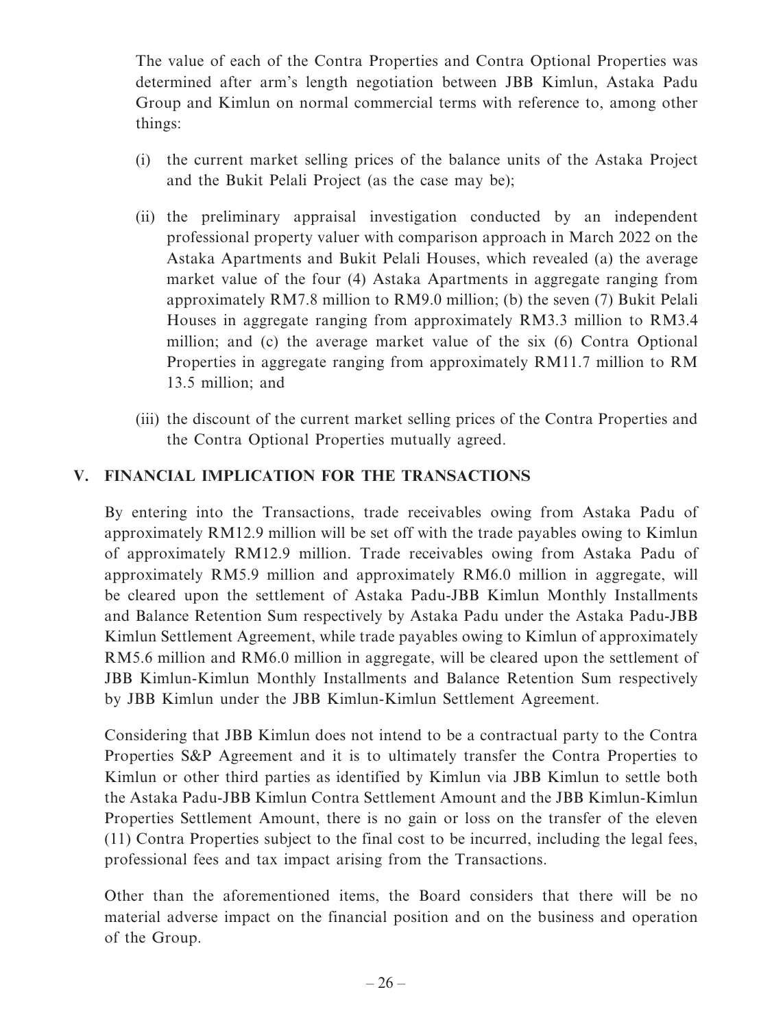The value of each of the Contra Properties and Contra Optional Properties was determined after arm's length negotiation between JBB Kimlun, Astaka Padu Group and Kimlun on normal commercial terms with reference to, among other things:

(i) the current market selling prices of the balance units of the Astaka Project and the Bukit Pelali Project (as the case may be);

(ii) the preliminary appraisal investigation conducted by an independent professional property valuer with comparison approach in March 2022 on the Astaka Apartments and Bukit Pelali Houses, which revealed (a) the average market value of the four (4) Astaka Apartments in aggregate ranging from approximately RM7.8 million to RM9.0 million; (b) the seven (7) Bukit Pelali Houses in aggregate ranging from approximately RM3.3 million to RM3.4 million; and (c) the average market value of the six (6) Contra Optional Properties in aggregate ranging from approximately RM11.7 million to RM 13.5 million; and

(iii) the discount of the current market selling prices of the Contra Properties and the Contra Optional Properties mutually agreed.

## V. FINANCIAL IMPLICATION FOR THE TRANSACTIONS

By entering into the Transactions, trade receivables owing from Astaka Padu of approximately RM12.9 million will be set off with the trade payables owing to Kimlun of approximately RM12.9 million. Trade receivables owing from Astaka Padu of approximately RM5.9 million and approximately RM6.0 million in aggregate, will be cleared upon the settlement of Astaka Padu-JBB Kimlun Monthly Installments and Balance Retention Sum respectively by Astaka Padu under the Astaka Padu-JBB Kimlun Settlement Agreement, while trade payables owing to Kimlun of approximately RM5.6 million and RM6.0 million in aggregate, will be cleared upon the settlement of JBB Kimlun-Kimlun Monthly Installments and Balance Retention Sum respectively by JBB Kimlun under the JBB Kimlun-Kimlun Settlement Agreement.

Considering that JBB Kimlun does not intend to be a contractual party to the Contra Properties S&P Agreement and it is to ultimately transfer the Contra Properties to Kimlun or other third parties as identified by Kimlun via JBB Kimlun to settle both the Astaka Padu-JBB Kimlun Contra Settlement Amount and the JBB Kimlun-Kimlun Properties Settlement Amount, there is no gain or loss on the transfer of the eleven (11) Contra Properties subject to the final cost to be incurred, including the legal fees, professional fees and tax impact arising from the Transactions.

Other than the aforementioned items, the Board considers that there will be no material adverse impact on the financial position and on the business and operation of the Group.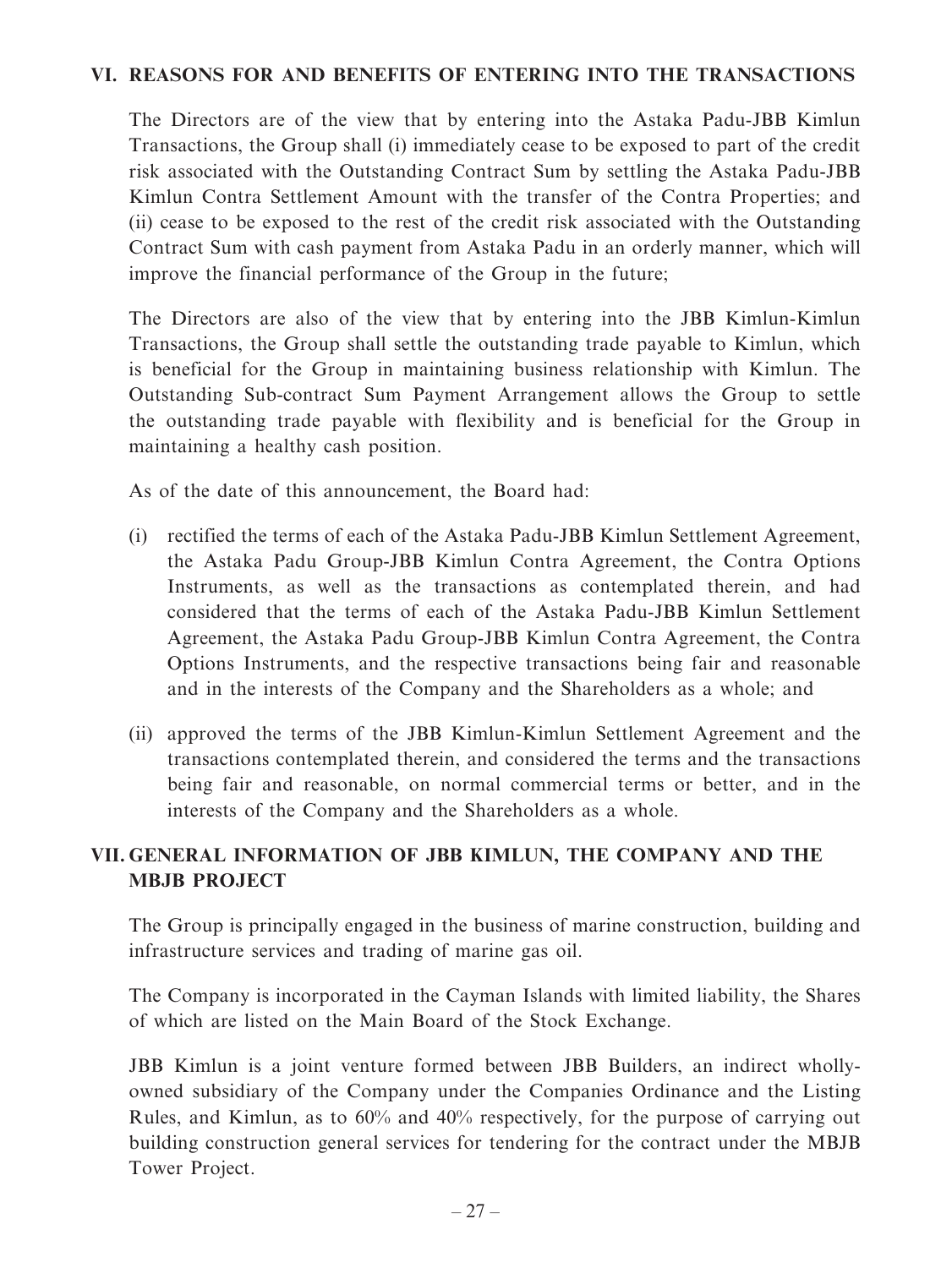## VI. REASONS FOR AND BENEFITS OF ENTERING INTO THE TRANSACTIONS

The Directors are of the view that by entering into the Astaka Padu-JBB Kimlun Transactions, the Group shall (i) immediately cease to be exposed to part of the credit risk associated with the Outstanding Contract Sum by settling the Astaka Padu-JBB Kimlun Contra Settlement Amount with the transfer of the Contra Properties; and (ii) cease to be exposed to the rest of the credit risk associated with the Outstanding Contract Sum with cash payment from Astaka Padu in an orderly manner, which will improve the financial performance of the Group in the future;

The Directors are also of the view that by entering into the JBB Kimlun-Kimlun Transactions, the Group shall settle the outstanding trade payable to Kimlun, which is beneficial for the Group in maintaining business relationship with Kimlun. The Outstanding Sub-contract Sum Payment Arrangement allows the Group to settle the outstanding trade payable with flexibility and is beneficial for the Group in maintaining a healthy cash position.

As of the date of this announcement, the Board had:

(i) rectified the terms of each of the Astaka Padu-JBB Kimlun Settlement Agreement, the Astaka Padu Group-JBB Kimlun Contra Agreement, the Contra Options Instruments, as well as the transactions as contemplated therein, and had considered that the terms of each of the Astaka Padu-JBB Kimlun Settlement Agreement, the Astaka Padu Group-JBB Kimlun Contra Agreement, the Contra Options Instruments, and the respective transactions being fair and reasonable and in the interests of the Company and the Shareholders as a whole; and

(ii) approved the terms of the JBB Kimlun-Kimlun Settlement Agreement and the transactions contemplated therein, and considered the terms and the transactions being fair and reasonable, on normal commercial terms or better, and in the interests of the Company and the Shareholders as a whole.

## VII. GENERAL INFORMATION OF JBB KIMLUN, THE COMPANY AND THE MBJB PROJECT

The Group is principally engaged in the business of marine construction, building and infrastructure services and trading of marine gas oil.

The Company is incorporated in the Cayman Islands with limited liability, the Shares of which are listed on the Main Board of the Stock Exchange.

JBB Kimlun is a joint venture formed between JBB Builders, an indirect wholly-owned subsidiary of the Company under the Companies Ordinance and the Listing Rules, and Kimlun, as to 60% and 40% respectively, for the purpose of carrying out building construction general services for tendering for the contract under the MBJB Tower Project.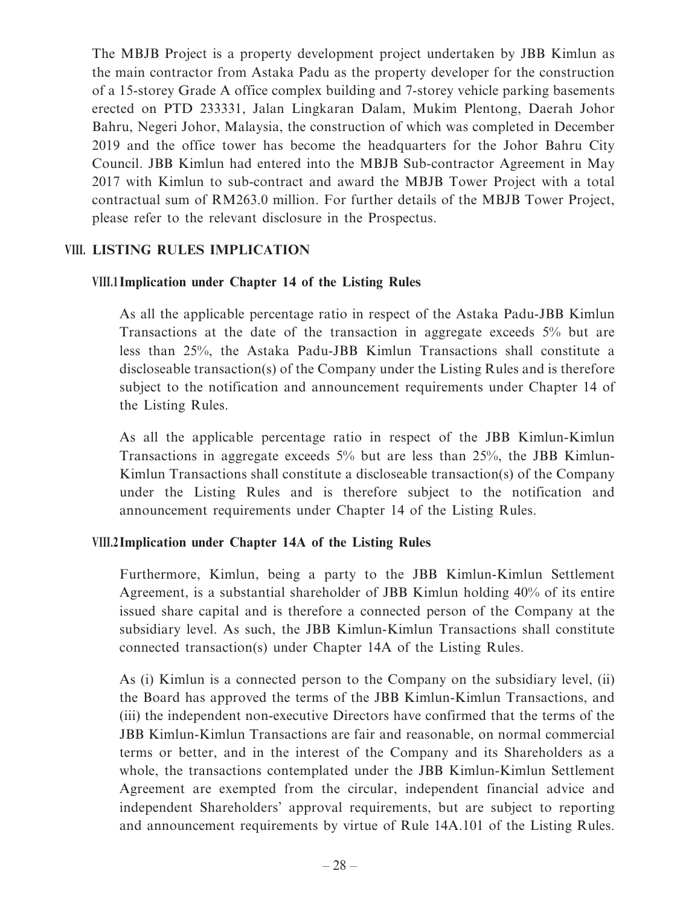The MBJB Project is a property development project undertaken by JBB Kimlun as the main contractor from Astaka Padu as the property developer for the construction of a 15-storey Grade A office complex building and 7-storey vehicle parking basements erected on PTD 233331, Jalan Lingkaran Dalam, Mukim Plentong, Daerah Johor Bahru, Negeri Johor, Malaysia, the construction of which was completed in December 2019 and the office tower has become the headquarters for the Johor Bahru City Council. JBB Kimlun had entered into the MBJB Sub-contractor Agreement in May 2017 with Kimlun to sub-contract and award the MBJB Tower Project with a total contractual sum of RM263.0 million. For further details of the MBJB Tower Project, please refer to the relevant disclosure in the Prospectus.

## VIII. LISTING RULES IMPLICATION

### VIII.1 Implication under Chapter 14 of the Listing Rules

As all the applicable percentage ratio in respect of the Astaka Padu-JBB Kimlun Transactions at the date of the transaction in aggregate exceeds 5% but are less than 25%, the Astaka Padu-JBB Kimlun Transactions shall constitute a discloseable transaction(s) of the Company under the Listing Rules and is therefore subject to the notification and announcement requirements under Chapter 14 of the Listing Rules.

As all the applicable percentage ratio in respect of the JBB Kimlun-Kimlun Transactions in aggregate exceeds 5% but are less than 25%, the JBB Kimlun-Kimlun Transactions shall constitute a discloseable transaction(s) of the Company under the Listing Rules and is therefore subject to the notification and announcement requirements under Chapter 14 of the Listing Rules.

### VIII.2 Implication under Chapter 14A of the Listing Rules

Furthermore, Kimlun, being a party to the JBB Kimlun-Kimlun Settlement Agreement, is a substantial shareholder of JBB Kimlun holding 40% of its entire issued share capital and is therefore a connected person of the Company at the subsidiary level. As such, the JBB Kimlun-Kimlun Transactions shall constitute connected transaction(s) under Chapter 14A of the Listing Rules.

As (i) Kimlun is a connected person to the Company on the subsidiary level, (ii) the Board has approved the terms of the JBB Kimlun-Kimlun Transactions, and (iii) the independent non-executive Directors have confirmed that the terms of the JBB Kimlun-Kimlun Transactions are fair and reasonable, on normal commercial terms or better, and in the interest of the Company and its Shareholders as a whole, the transactions contemplated under the JBB Kimlun-Kimlun Settlement Agreement are exempted from the circular, independent financial advice and independent Shareholders' approval requirements, but are subject to reporting and announcement requirements by virtue of Rule 14A.101 of the Listing Rules.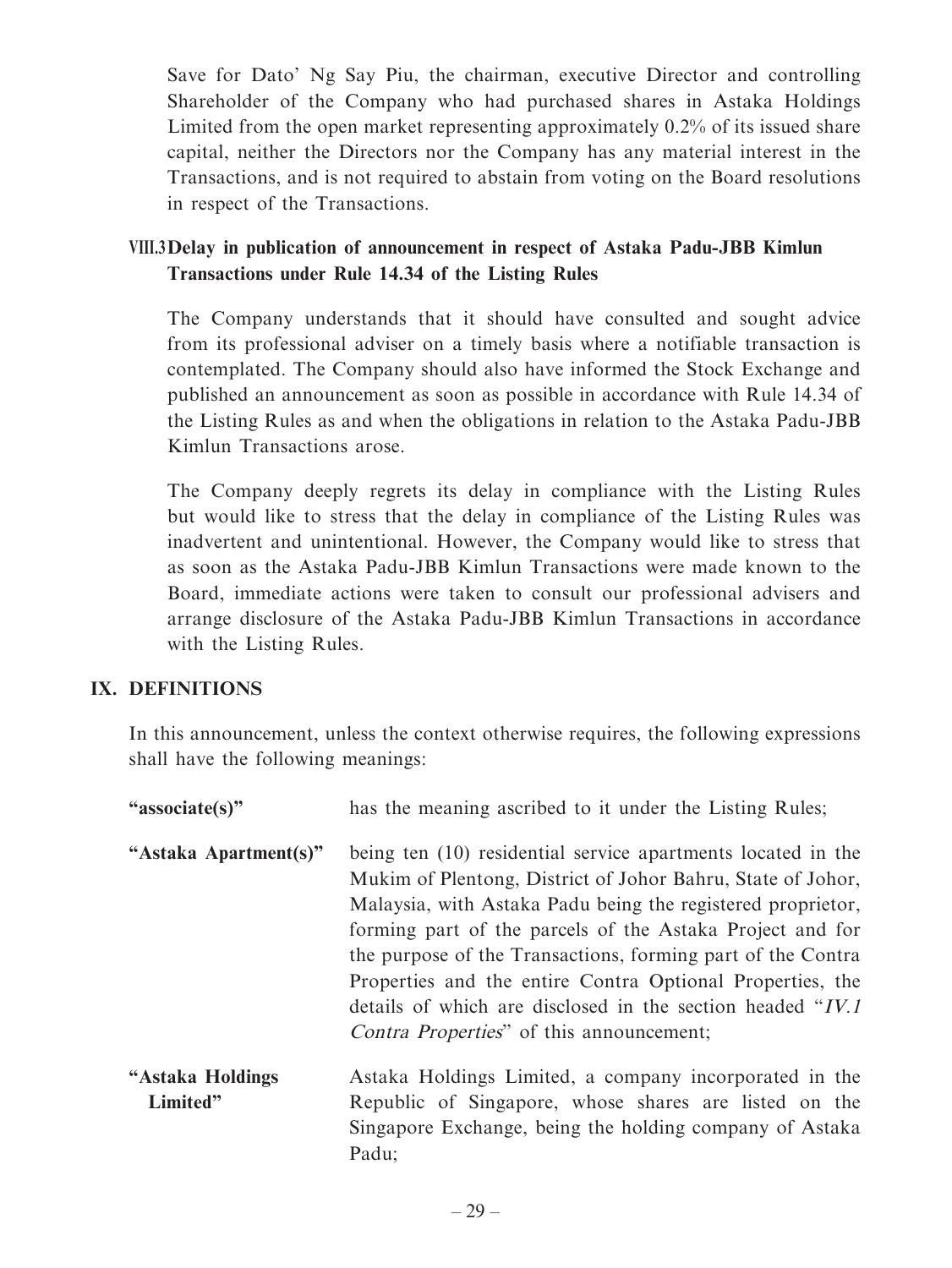Save for Dato' Ng Say Piu, the chairman, executive Director and controlling Shareholder of the Company who had purchased shares in Astaka Holdings Limited from the open market representing approximately 0.2% of its issued share capital, neither the Directors nor the Company has any material interest in the Transactions, and is not required to abstain from voting on the Board resolutions in respect of the Transactions.

### VIII.3 Delay in publication of announcement in respect of Astaka Padu-JBB Kimlun Transactions under Rule 14.34 of the Listing Rules

The Company understands that it should have consulted and sought advice from its professional adviser on a timely basis where a notifiable transaction is contemplated. The Company should also have informed the Stock Exchange and published an announcement as soon as possible in accordance with Rule 14.34 of the Listing Rules as and when the obligations in relation to the Astaka Padu-JBB Kimlun Transactions arose.

The Company deeply regrets its delay in compliance with the Listing Rules but would like to stress that the delay in compliance of the Listing Rules was inadvertent and unintentional. However, the Company would like to stress that as soon as the Astaka Padu-JBB Kimlun Transactions were made known to the Board, immediate actions were taken to consult our professional advisers and arrange disclosure of the Astaka Padu-JBB Kimlun Transactions in accordance with the Listing Rules.

## IX. DEFINITIONS

In this announcement, unless the context otherwise requires, the following expressions shall have the following meanings:

| | |
|---|---|
| **"associate(s)"** | has the meaning ascribed to it under the Listing Rules; |
| **"Astaka Apartment(s)"** | being ten (10) residential service apartments located in the Mukim of Plentong, District of Johor Bahru, State of Johor, Malaysia, with Astaka Padu being the registered proprietor, forming part of the parcels of the Astaka Project and for the purpose of the Transactions, forming part of the Contra Properties and the entire Contra Optional Properties, the details of which are disclosed in the section headed "*IV.1 Contra Properties*" of this announcement; |
| **"Astaka Holdings Limited"** | Astaka Holdings Limited, a company incorporated in the Republic of Singapore, whose shares are listed on the Singapore Exchange, being the holding company of Astaka Padu; |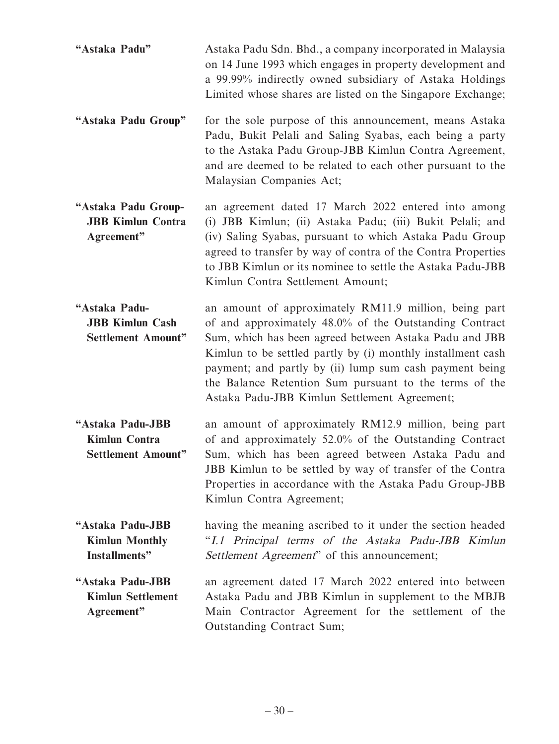| | |
|---|---|
| **"Astaka Padu"** | Astaka Padu Sdn. Bhd., a company incorporated in Malaysia on 14 June 1993 which engages in property development and a 99.99% indirectly owned subsidiary of Astaka Holdings Limited whose shares are listed on the Singapore Exchange; |
| **"Astaka Padu Group"** | for the sole purpose of this announcement, means Astaka Padu, Bukit Pelali and Saling Syabas, each being a party to the Astaka Padu Group-JBB Kimlun Contra Agreement, and are deemed to be related to each other pursuant to the Malaysian Companies Act; |
| **"Astaka Padu Group-JBB Kimlun Contra Agreement"** | an agreement dated 17 March 2022 entered into among (i) JBB Kimlun; (ii) Astaka Padu; (iii) Bukit Pelali; and (iv) Saling Syabas, pursuant to which Astaka Padu Group agreed to transfer by way of contra of the Contra Properties to JBB Kimlun or its nominee to settle the Astaka Padu-JBB Kimlun Contra Settlement Amount; |
| **"Astaka Padu-JBB Kimlun Cash Settlement Amount"** | an amount of approximately RM11.9 million, being part of and approximately 48.0% of the Outstanding Contract Sum, which has been agreed between Astaka Padu and JBB Kimlun to be settled partly by (i) monthly installment cash payment; and partly by (ii) lump sum cash payment being the Balance Retention Sum pursuant to the terms of the Astaka Padu-JBB Kimlun Settlement Agreement; |
| **"Astaka Padu-JBB Kimlun Contra Settlement Amount"** | an amount of approximately RM12.9 million, being part of and approximately 52.0% of the Outstanding Contract Sum, which has been agreed between Astaka Padu and JBB Kimlun to be settled by way of transfer of the Contra Properties in accordance with the Astaka Padu Group-JBB Kimlun Contra Agreement; |
| **"Astaka Padu-JBB Kimlun Monthly Installments"** | having the meaning ascribed to it under the section headed "*I.1 Principal terms of the Astaka Padu-JBB Kimlun Settlement Agreement*" of this announcement; |
| **"Astaka Padu-JBB Kimlun Settlement Agreement"** | an agreement dated 17 March 2022 entered into between Astaka Padu and JBB Kimlun in supplement to the MBJB Main Contractor Agreement for the settlement of the Outstanding Contract Sum; |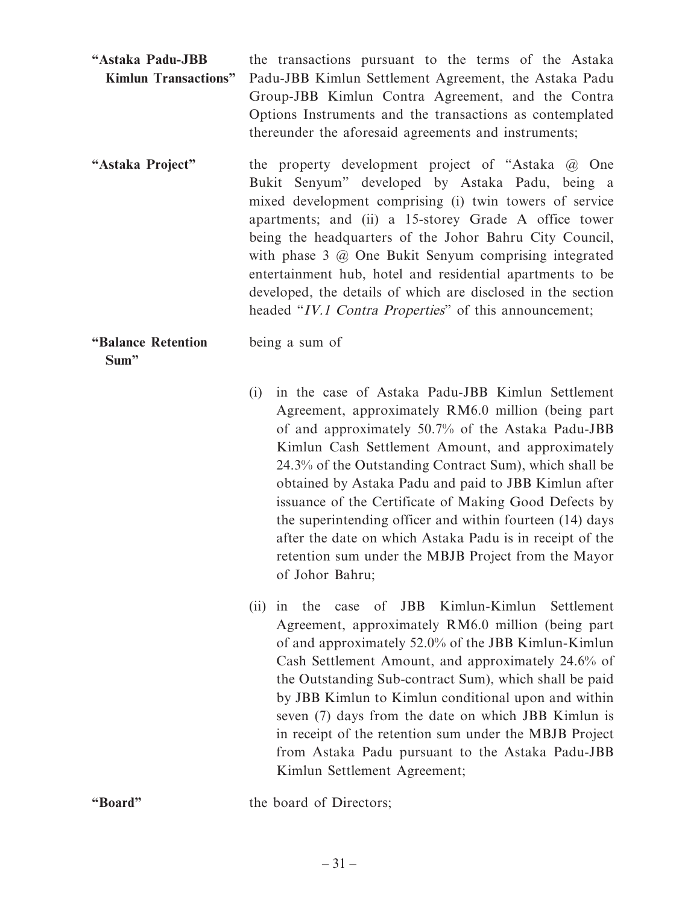**"Astaka Padu-JBB Kimlun Transactions"** the transactions pursuant to the terms of the Astaka Padu-JBB Kimlun Settlement Agreement, the Astaka Padu Group-JBB Kimlun Contra Agreement, and the Contra Options Instruments and the transactions as contemplated thereunder the aforesaid agreements and instruments;

**"Astaka Project"** the property development project of "Astaka @ One Bukit Senyum" developed by Astaka Padu, being a mixed development comprising (i) twin towers of service apartments; and (ii) a 15-storey Grade A office tower being the headquarters of the Johor Bahru City Council, with phase 3 @ One Bukit Senyum comprising integrated entertainment hub, hotel and residential apartments to be developed, the details of which are disclosed in the section headed "*IV.1 Contra Properties*" of this announcement;

**"Balance Retention Sum"** being a sum of

(i) in the case of Astaka Padu-JBB Kimlun Settlement Agreement, approximately RM6.0 million (being part of and approximately 50.7% of the Astaka Padu-JBB Kimlun Cash Settlement Amount, and approximately 24.3% of the Outstanding Contract Sum), which shall be obtained by Astaka Padu and paid to JBB Kimlun after issuance of the Certificate of Making Good Defects by the superintending officer and within fourteen (14) days after the date on which Astaka Padu is in receipt of the retention sum under the MBJB Project from the Mayor of Johor Bahru;

(ii) in the case of JBB Kimlun-Kimlun Settlement Agreement, approximately RM6.0 million (being part of and approximately 52.0% of the JBB Kimlun-Kimlun Cash Settlement Amount, and approximately 24.6% of the Outstanding Sub-contract Sum), which shall be paid by JBB Kimlun to Kimlun conditional upon and within seven (7) days from the date on which JBB Kimlun is in receipt of the retention sum under the MBJB Project from Astaka Padu pursuant to the Astaka Padu-JBB Kimlun Settlement Agreement;

**"Board"** the board of Directors;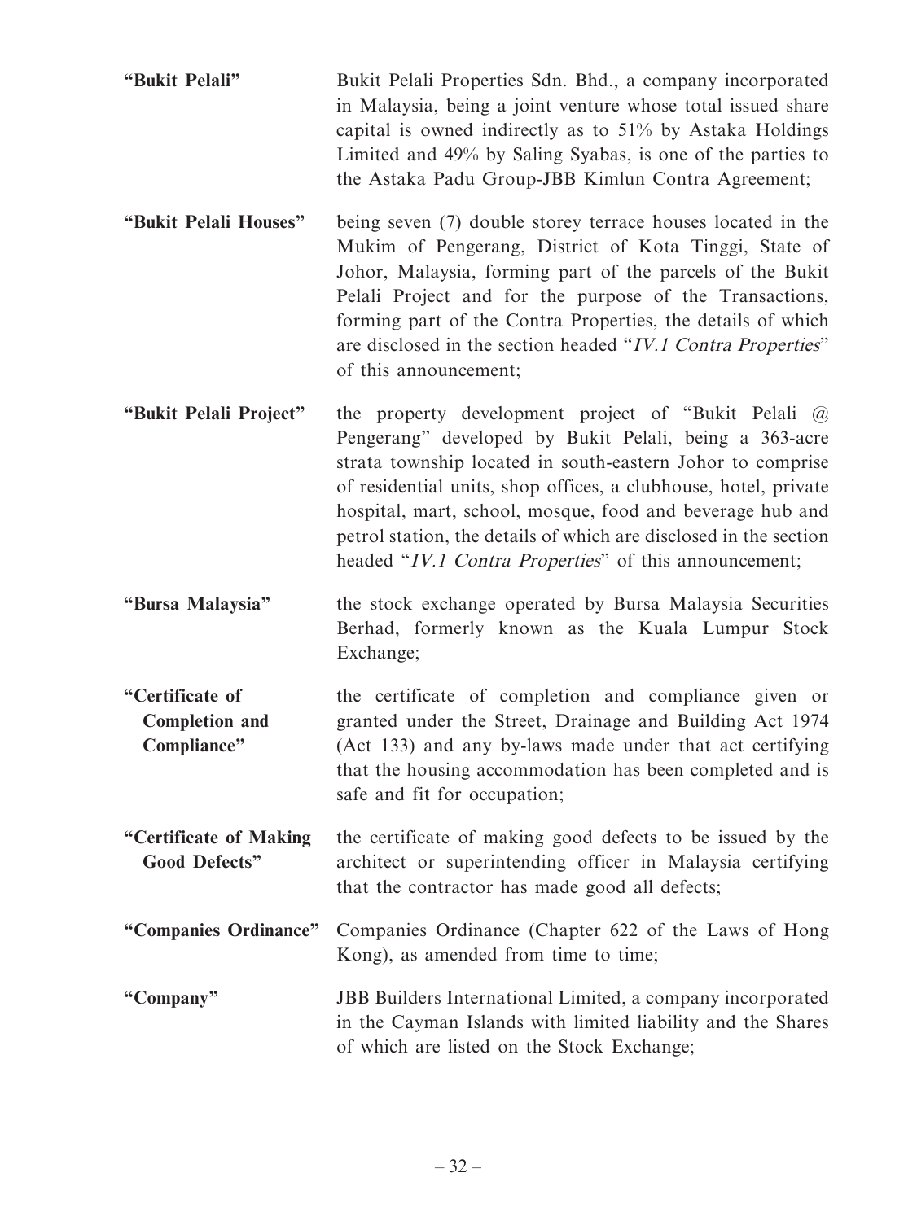**"Bukit Pelali"** Bukit Pelali Properties Sdn. Bhd., a company incorporated in Malaysia, being a joint venture whose total issued share capital is owned indirectly as to 51% by Astaka Holdings Limited and 49% by Saling Syabas, is one of the parties to the Astaka Padu Group-JBB Kimlun Contra Agreement;

**"Bukit Pelali Houses"** being seven (7) double storey terrace houses located in the Mukim of Pengerang, District of Kota Tinggi, State of Johor, Malaysia, forming part of the parcels of the Bukit Pelali Project and for the purpose of the Transactions, forming part of the Contra Properties, the details of which are disclosed in the section headed "*IV.1 Contra Properties*" of this announcement;

**"Bukit Pelali Project"** the property development project of "Bukit Pelali @ Pengerang" developed by Bukit Pelali, being a 363-acre strata township located in south-eastern Johor to comprise of residential units, shop offices, a clubhouse, hotel, private hospital, mart, school, mosque, food and beverage hub and petrol station, the details of which are disclosed in the section headed "*IV.1 Contra Properties*" of this announcement;

**"Bursa Malaysia"** the stock exchange operated by Bursa Malaysia Securities Berhad, formerly known as the Kuala Lumpur Stock Exchange;

**"Certificate of Completion and Compliance"** the certificate of completion and compliance given or granted under the Street, Drainage and Building Act 1974 (Act 133) and any by-laws made under that act certifying that the housing accommodation has been completed and is safe and fit for occupation;

**"Certificate of Making Good Defects"** the certificate of making good defects to be issued by the architect or superintending officer in Malaysia certifying that the contractor has made good all defects;

**"Companies Ordinance"** Companies Ordinance (Chapter 622 of the Laws of Hong Kong), as amended from time to time;

**"Company"** JBB Builders International Limited, a company incorporated in the Cayman Islands with limited liability and the Shares of which are listed on the Stock Exchange;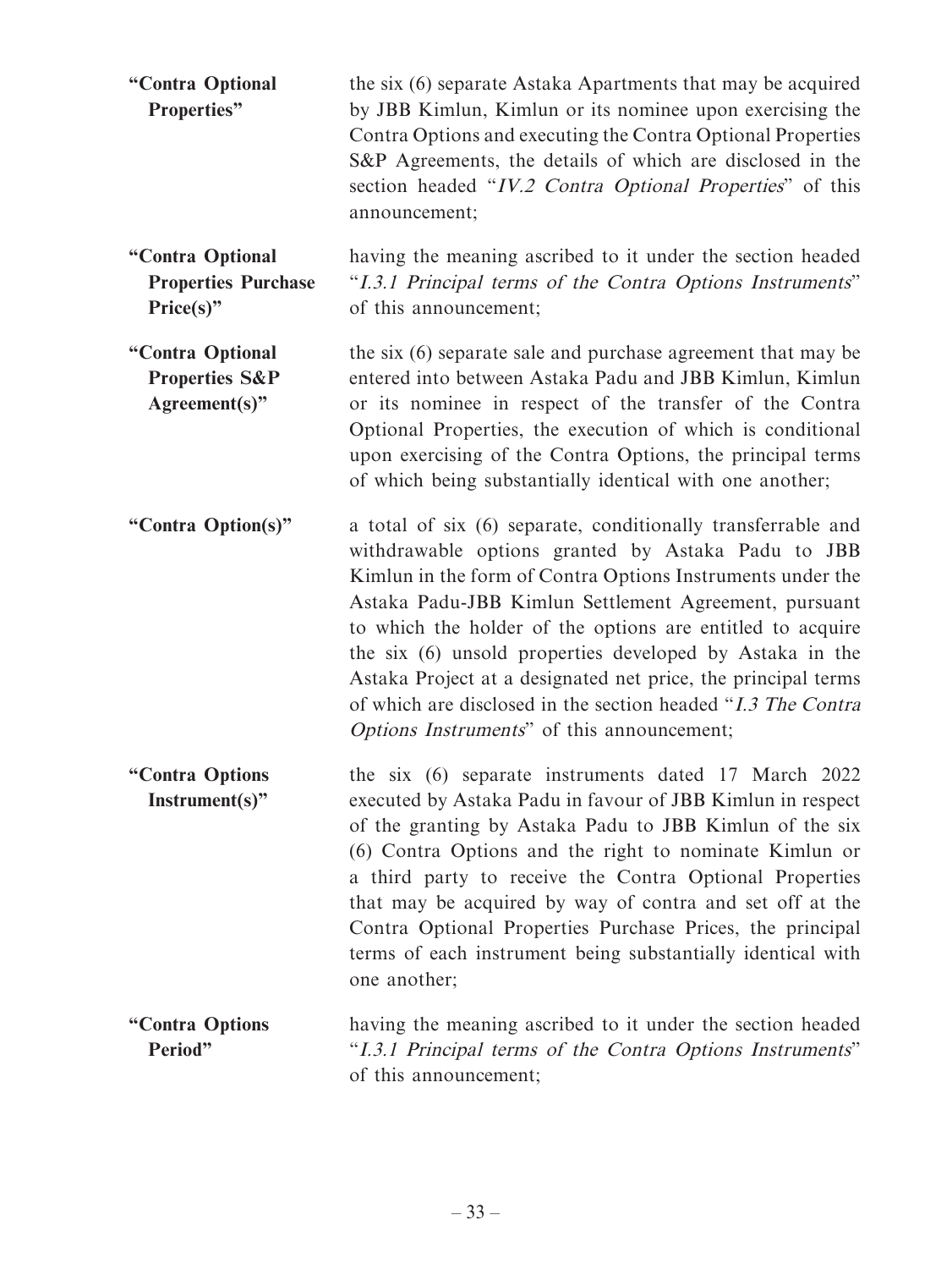| | |
|---|---|
| **"Contra Optional Properties"** | the six (6) separate Astaka Apartments that may be acquired by JBB Kimlun, Kimlun or its nominee upon exercising the Contra Options and executing the Contra Optional Properties S&P Agreements, the details of which are disclosed in the section headed "*IV.2 Contra Optional Properties*" of this announcement; |
| **"Contra Optional Properties Purchase Price(s)"** | having the meaning ascribed to it under the section headed "*I.3.1 Principal terms of the Contra Options Instruments*" of this announcement; |
| **"Contra Optional Properties S&P Agreement(s)"** | the six (6) separate sale and purchase agreement that may be entered into between Astaka Padu and JBB Kimlun, Kimlun or its nominee in respect of the transfer of the Contra Optional Properties, the execution of which is conditional upon exercising of the Contra Options, the principal terms of which being substantially identical with one another; |
| **"Contra Option(s)"** | a total of six (6) separate, conditionally transferrable and withdrawable options granted by Astaka Padu to JBB Kimlun in the form of Contra Options Instruments under the Astaka Padu-JBB Kimlun Settlement Agreement, pursuant to which the holder of the options are entitled to acquire the six (6) unsold properties developed by Astaka in the Astaka Project at a designated net price, the principal terms of which are disclosed in the section headed "*I.3 The Contra Options Instruments*" of this announcement; |
| **"Contra Options Instrument(s)"** | the six (6) separate instruments dated 17 March 2022 executed by Astaka Padu in favour of JBB Kimlun in respect of the granting by Astaka Padu to JBB Kimlun of the six (6) Contra Options and the right to nominate Kimlun or a third party to receive the Contra Optional Properties that may be acquired by way of contra and set off at the Contra Optional Properties Purchase Prices, the principal terms of each instrument being substantially identical with one another; |
| **"Contra Options Period"** | having the meaning ascribed to it under the section headed "*I.3.1 Principal terms of the Contra Options Instruments*" of this announcement; |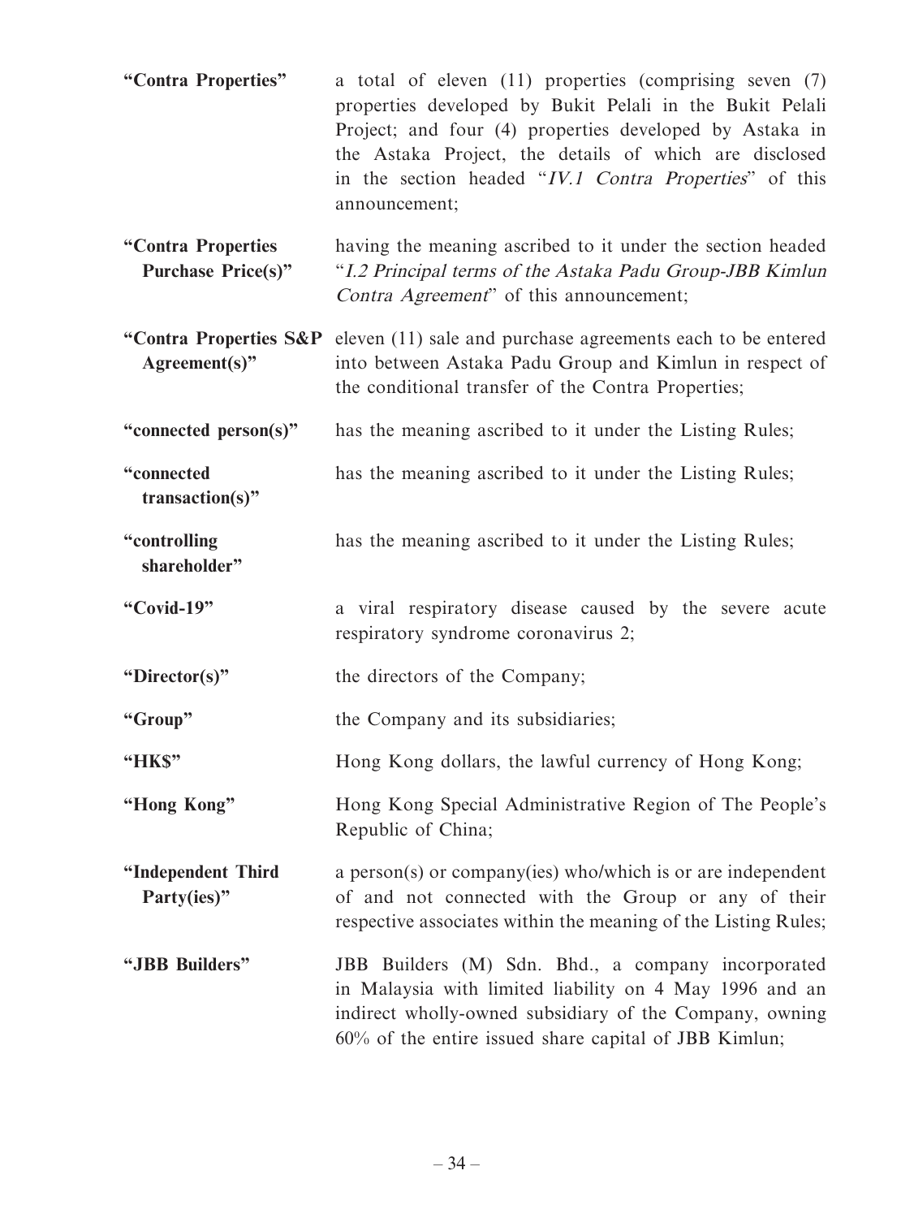| | |
|---|---|
| **"Contra Properties"** | a total of eleven (11) properties (comprising seven (7) properties developed by Bukit Pelali in the Bukit Pelali Project; and four (4) properties developed by Astaka in the Astaka Project, the details of which are disclosed in the section headed "*IV.1 Contra Properties*" of this announcement; |
| **"Contra Properties Purchase Price(s)"** | having the meaning ascribed to it under the section headed "*I.2 Principal terms of the Astaka Padu Group-JBB Kimlun Contra Agreement*" of this announcement; |
| **"Contra Properties S&P Agreement(s)"** | eleven (11) sale and purchase agreements each to be entered into between Astaka Padu Group and Kimlun in respect of the conditional transfer of the Contra Properties; |
| **"connected person(s)"** | has the meaning ascribed to it under the Listing Rules; |
| **"connected transaction(s)"** | has the meaning ascribed to it under the Listing Rules; |
| **"controlling shareholder"** | has the meaning ascribed to it under the Listing Rules; |
| **"Covid-19"** | a viral respiratory disease caused by the severe acute respiratory syndrome coronavirus 2; |
| **"Director(s)"** | the directors of the Company; |
| **"Group"** | the Company and its subsidiaries; |
| **"HK$"** | Hong Kong dollars, the lawful currency of Hong Kong; |
| **"Hong Kong"** | Hong Kong Special Administrative Region of The People's Republic of China; |
| **"Independent Third Party(ies)"** | a person(s) or company(ies) who/which is or are independent of and not connected with the Group or any of their respective associates within the meaning of the Listing Rules; |
| **"JBB Builders"** | JBB Builders (M) Sdn. Bhd., a company incorporated in Malaysia with limited liability on 4 May 1996 and an indirect wholly-owned subsidiary of the Company, owning 60% of the entire issued share capital of JBB Kimlun; |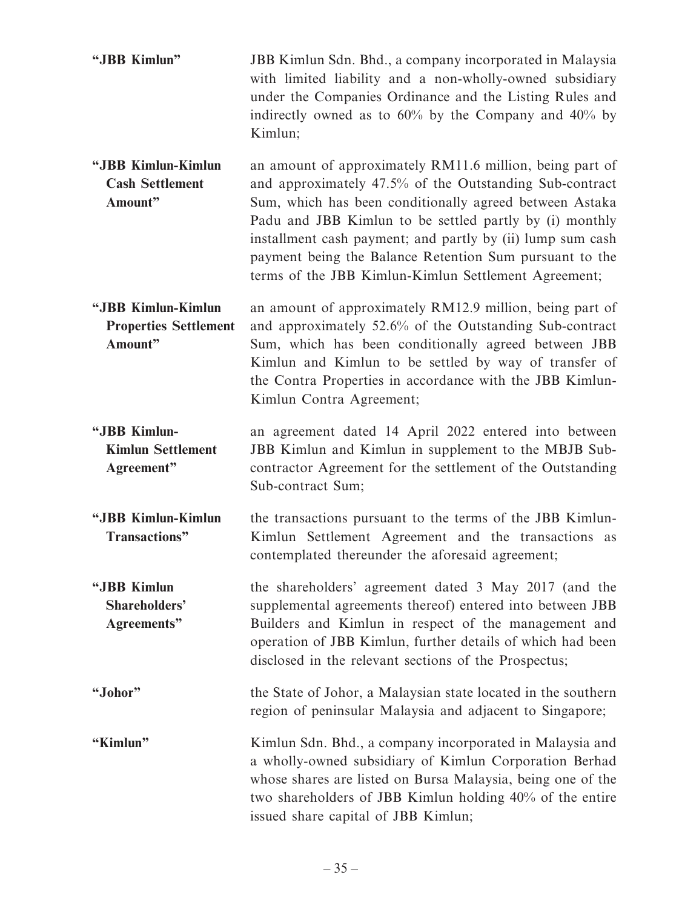**"JBB Kimlun"** JBB Kimlun Sdn. Bhd., a company incorporated in Malaysia with limited liability and a non-wholly-owned subsidiary under the Companies Ordinance and the Listing Rules and indirectly owned as to 60% by the Company and 40% by Kimlun;

**"JBB Kimlun-Kimlun Cash Settlement Amount"** an amount of approximately RM11.6 million, being part of and approximately 47.5% of the Outstanding Sub-contract Sum, which has been conditionally agreed between Astaka Padu and JBB Kimlun to be settled partly by (i) monthly installment cash payment; and partly by (ii) lump sum cash payment being the Balance Retention Sum pursuant to the terms of the JBB Kimlun-Kimlun Settlement Agreement;

**"JBB Kimlun-Kimlun Properties Settlement Amount"** an amount of approximately RM12.9 million, being part of and approximately 52.6% of the Outstanding Sub-contract Sum, which has been conditionally agreed between JBB Kimlun and Kimlun to be settled by way of transfer of the Contra Properties in accordance with the JBB Kimlun-Kimlun Contra Agreement;

**"JBB Kimlun-Kimlun Settlement Agreement"** an agreement dated 14 April 2022 entered into between JBB Kimlun and Kimlun in supplement to the MBJB Sub-contractor Agreement for the settlement of the Outstanding Sub-contract Sum;

**"JBB Kimlun-Kimlun Transactions"** the transactions pursuant to the terms of the JBB Kimlun-Kimlun Settlement Agreement and the transactions as contemplated thereunder the aforesaid agreement;

**"JBB Kimlun Shareholders' Agreements"** the shareholders' agreement dated 3 May 2017 (and the supplemental agreements thereof) entered into between JBB Builders and Kimlun in respect of the management and operation of JBB Kimlun, further details of which had been disclosed in the relevant sections of the Prospectus;

**"Johor"** the State of Johor, a Malaysian state located in the southern region of peninsular Malaysia and adjacent to Singapore;

**"Kimlun"** Kimlun Sdn. Bhd., a company incorporated in Malaysia and a wholly-owned subsidiary of Kimlun Corporation Berhad whose shares are listed on Bursa Malaysia, being one of the two shareholders of JBB Kimlun holding 40% of the entire issued share capital of JBB Kimlun;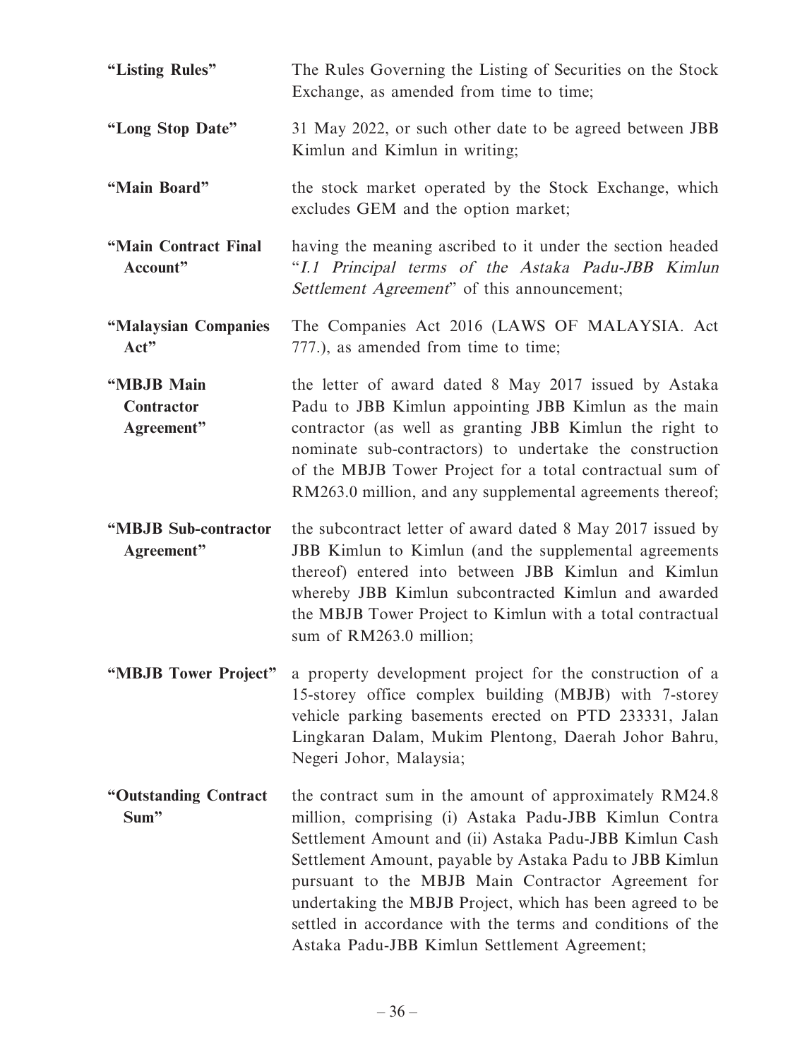| | |
|---|---|
| **"Listing Rules"** | The Rules Governing the Listing of Securities on the Stock Exchange, as amended from time to time; |
| **"Long Stop Date"** | 31 May 2022, or such other date to be agreed between JBB Kimlun and Kimlun in writing; |
| **"Main Board"** | the stock market operated by the Stock Exchange, which excludes GEM and the option market; |
| **"Main Contract Final Account"** | having the meaning ascribed to it under the section headed "*I.1 Principal terms of the Astaka Padu-JBB Kimlun Settlement Agreement*" of this announcement; |
| **"Malaysian Companies Act"** | The Companies Act 2016 (LAWS OF MALAYSIA. Act 777.), as amended from time to time; |
| **"MBJB Main Contractor Agreement"** | the letter of award dated 8 May 2017 issued by Astaka Padu to JBB Kimlun appointing JBB Kimlun as the main contractor (as well as granting JBB Kimlun the right to nominate sub-contractors) to undertake the construction of the MBJB Tower Project for a total contractual sum of RM263.0 million, and any supplemental agreements thereof; |
| **"MBJB Sub-contractor Agreement"** | the subcontract letter of award dated 8 May 2017 issued by JBB Kimlun to Kimlun (and the supplemental agreements thereof) entered into between JBB Kimlun and Kimlun whereby JBB Kimlun subcontracted Kimlun and awarded the MBJB Tower Project to Kimlun with a total contractual sum of RM263.0 million; |
| **"MBJB Tower Project"** | a property development project for the construction of a 15-storey office complex building (MBJB) with 7-storey vehicle parking basements erected on PTD 233331, Jalan Lingkaran Dalam, Mukim Plentong, Daerah Johor Bahru, Negeri Johor, Malaysia; |
| **"Outstanding Contract Sum"** | the contract sum in the amount of approximately RM24.8 million, comprising (i) Astaka Padu-JBB Kimlun Contra Settlement Amount and (ii) Astaka Padu-JBB Kimlun Cash Settlement Amount, payable by Astaka Padu to JBB Kimlun pursuant to the MBJB Main Contractor Agreement for undertaking the MBJB Project, which has been agreed to be settled in accordance with the terms and conditions of the Astaka Padu-JBB Kimlun Settlement Agreement; |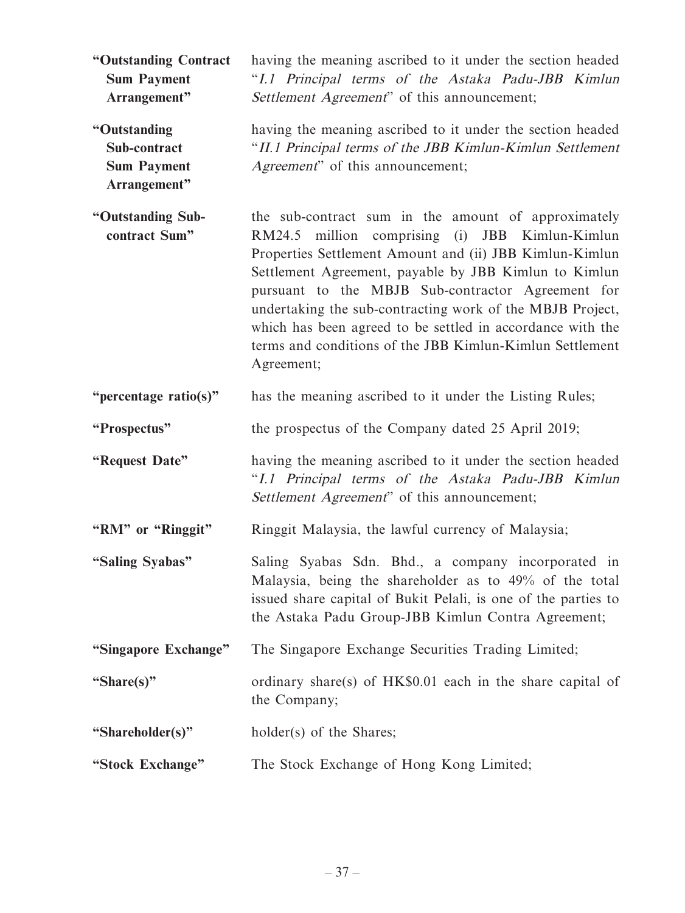| | |
|---|---|
| **"Outstanding Contract Sum Payment Arrangement"** | having the meaning ascribed to it under the section headed "*I.1 Principal terms of the Astaka Padu-JBB Kimlun Settlement Agreement*" of this announcement; |
| **"Outstanding Sub-contract Sum Payment Arrangement"** | having the meaning ascribed to it under the section headed "*II.1 Principal terms of the JBB Kimlun-Kimlun Settlement Agreement*" of this announcement; |
| **"Outstanding Sub-contract Sum"** | the sub-contract sum in the amount of approximately RM24.5 million comprising (i) JBB Kimlun-Kimlun Properties Settlement Amount and (ii) JBB Kimlun-Kimlun Settlement Agreement, payable by JBB Kimlun to Kimlun pursuant to the MBJB Sub-contractor Agreement for undertaking the sub-contracting work of the MBJB Project, which has been agreed to be settled in accordance with the terms and conditions of the JBB Kimlun-Kimlun Settlement Agreement; |
| **"percentage ratio(s)"** | has the meaning ascribed to it under the Listing Rules; |
| **"Prospectus"** | the prospectus of the Company dated 25 April 2019; |
| **"Request Date"** | having the meaning ascribed to it under the section headed "*I.1 Principal terms of the Astaka Padu-JBB Kimlun Settlement Agreement*" of this announcement; |
| **"RM" or "Ringgit"** | Ringgit Malaysia, the lawful currency of Malaysia; |
| **"Saling Syabas"** | Saling Syabas Sdn. Bhd., a company incorporated in Malaysia, being the shareholder as to 49% of the total issued share capital of Bukit Pelali, is one of the parties to the Astaka Padu Group-JBB Kimlun Contra Agreement; |
| **"Singapore Exchange"** | The Singapore Exchange Securities Trading Limited; |
| **"Share(s)"** | ordinary share(s) of HK$0.01 each in the share capital of the Company; |
| **"Shareholder(s)"** | holder(s) of the Shares; |
| **"Stock Exchange"** | The Stock Exchange of Hong Kong Limited; |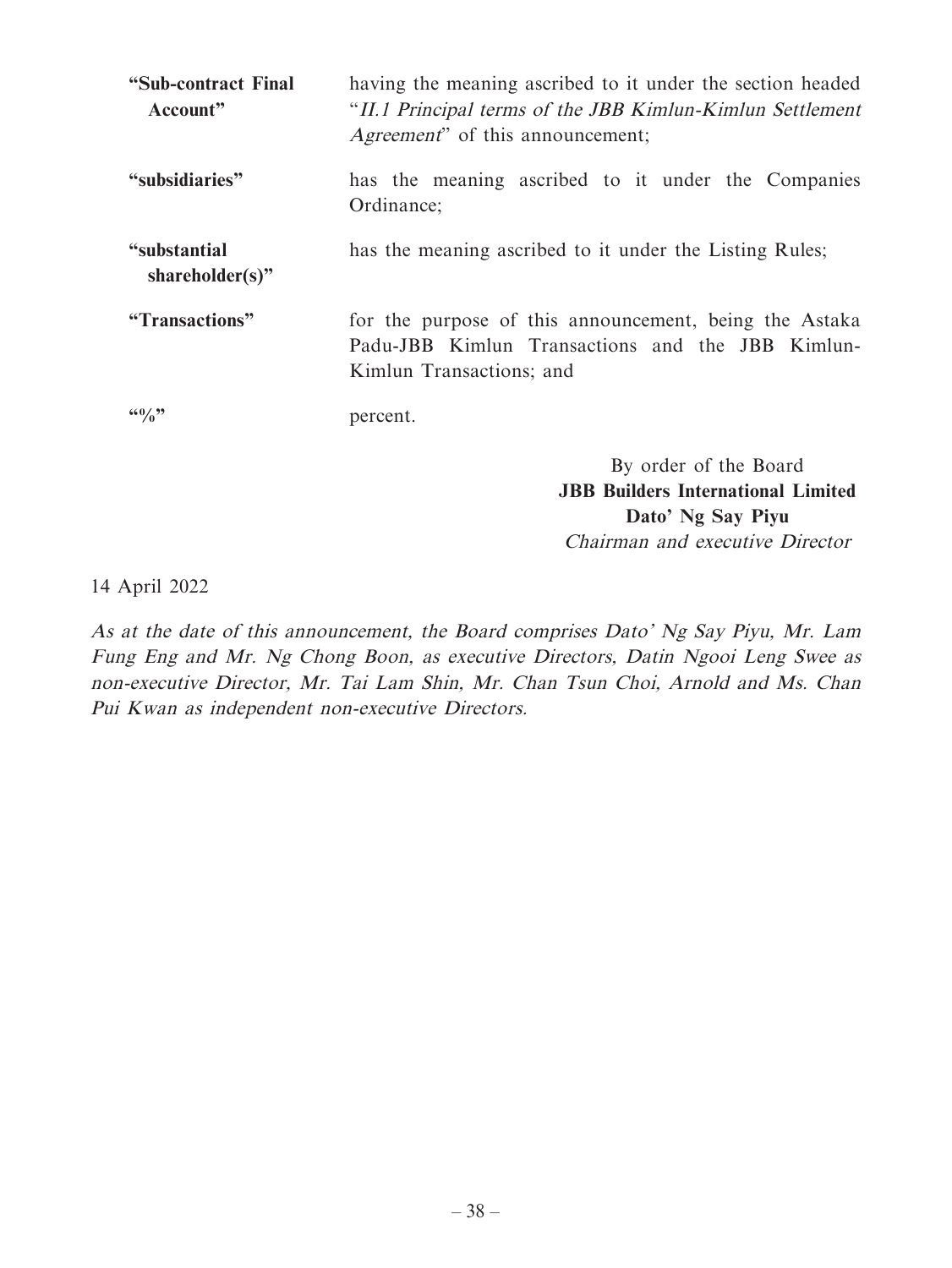| | |
|---|---|
| **"Sub-contract Final Account"** | having the meaning ascribed to it under the section headed "*II.1 Principal terms of the JBB Kimlun-Kimlun Settlement Agreement*" of this announcement; |
| **"subsidiaries"** | has the meaning ascribed to it under the Companies Ordinance; |
| **"substantial shareholder(s)"** | has the meaning ascribed to it under the Listing Rules; |
| **"Transactions"** | for the purpose of this announcement, being the Astaka Padu-JBB Kimlun Transactions and the JBB Kimlun-Kimlun Transactions; and |
| **"%"** | percent. |

By order of the Board
**JBB Builders International Limited**
**Dato' Ng Say Piyu**
*Chairman and executive Director*

14 April 2022

*As at the date of this announcement, the Board comprises Dato' Ng Say Piyu, Mr. Lam Fung Eng and Mr. Ng Chong Boon, as executive Directors, Datin Ngooi Leng Swee as non-executive Director, Mr. Tai Lam Shin, Mr. Chan Tsun Choi, Arnold and Ms. Chan Pui Kwan as independent non-executive Directors.*